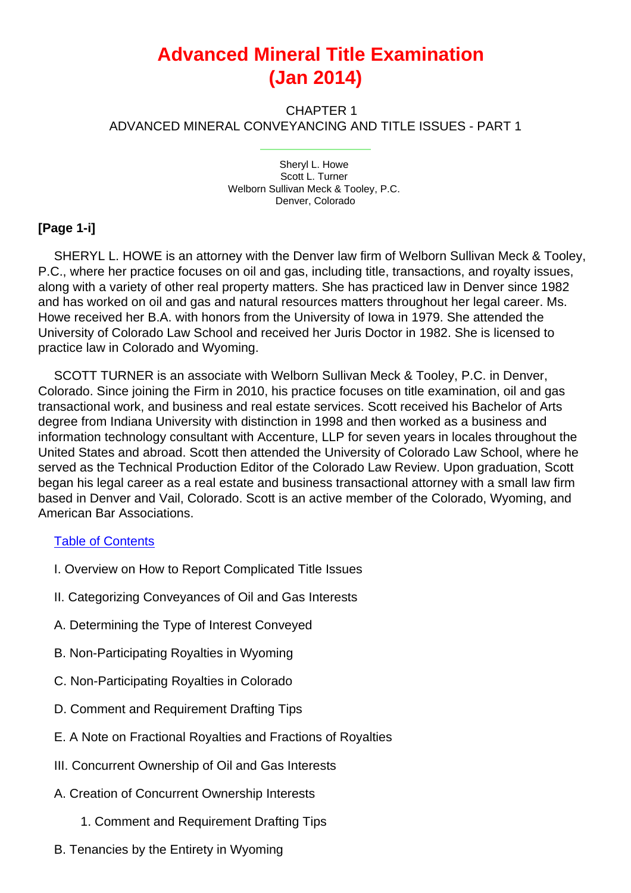# Advanced Mineral Title Examination (Jan 2014)

CHAPTER 1
ADVANCED MINERAL CONVEYANCING AND TITLE ISSUES - PART 1

Sheryl L. Howe
Scott L. Turner
Welborn Sullivan Meck & Tooley, P.C.
Denver, Colorado

**[Page 1-i]**

SHERYL L. HOWE is an attorney with the Denver law firm of Welborn Sullivan Meck & Tooley, P.C., where her practice focuses on oil and gas, including title, transactions, and royalty issues, along with a variety of other real property matters. She has practiced law in Denver since 1982 and has worked on oil and gas and natural resources matters throughout her legal career. Ms. Howe received her B.A. with honors from the University of Iowa in 1979. She attended the University of Colorado Law School and received her Juris Doctor in 1982. She is licensed to practice law in Colorado and Wyoming.

SCOTT TURNER is an associate with Welborn Sullivan Meck & Tooley, P.C. in Denver, Colorado. Since joining the Firm in 2010, his practice focuses on title examination, oil and gas transactional work, and business and real estate services. Scott received his Bachelor of Arts degree from Indiana University with distinction in 1998 and then worked as a business and information technology consultant with Accenture, LLP for seven years in locales throughout the United States and abroad. Scott then attended the University of Colorado Law School, where he served as the Technical Production Editor of the Colorado Law Review. Upon graduation, Scott began his legal career as a real estate and business transactional attorney with a small law firm based in Denver and Vail, Colorado. Scott is an active member of the Colorado, Wyoming, and American Bar Associations.

Table of Contents

I. Overview on How to Report Complicated Title Issues

II. Categorizing Conveyances of Oil and Gas Interests

A. Determining the Type of Interest Conveyed

B. Non-Participating Royalties in Wyoming

C. Non-Participating Royalties in Colorado

D. Comment and Requirement Drafting Tips

E. A Note on Fractional Royalties and Fractions of Royalties

III. Concurrent Ownership of Oil and Gas Interests

A. Creation of Concurrent Ownership Interests

1. Comment and Requirement Drafting Tips

B. Tenancies by the Entirety in Wyoming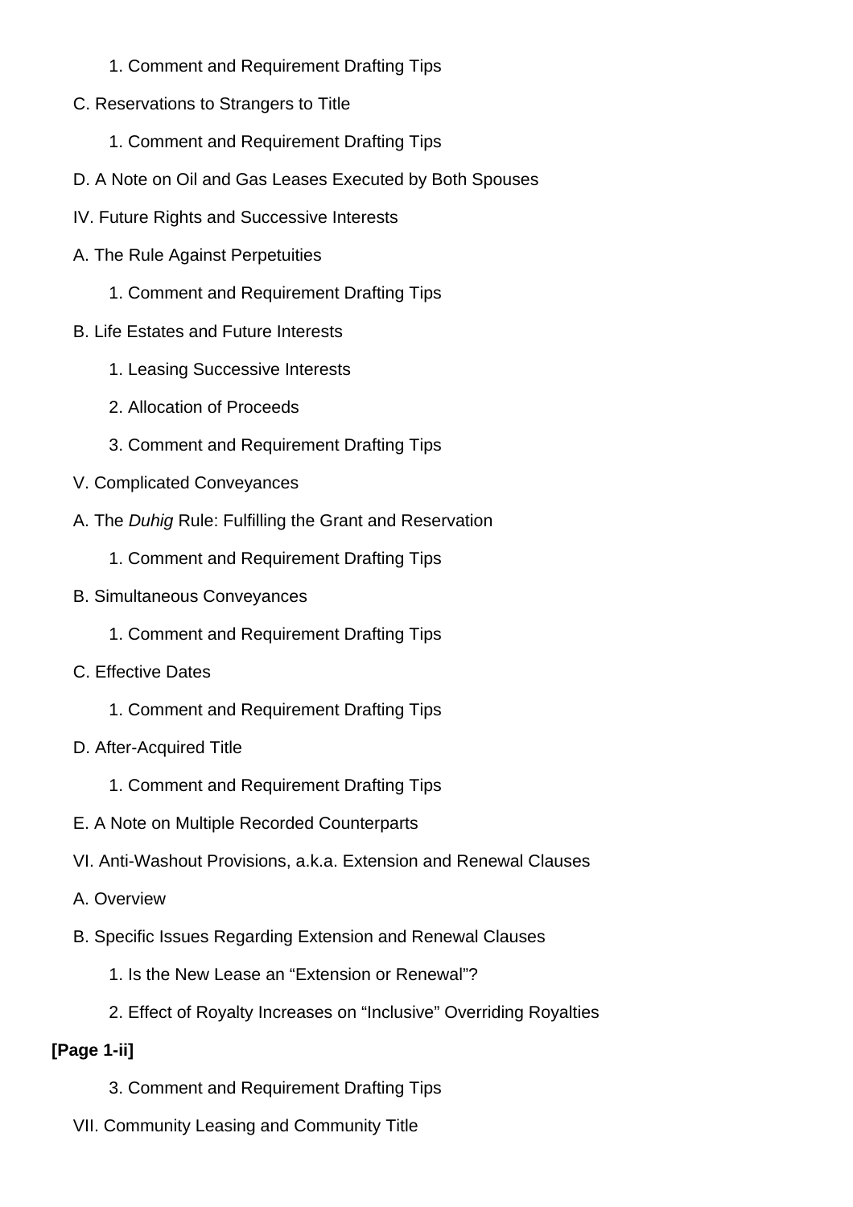1. Comment and Requirement Drafting Tips

C. Reservations to Strangers to Title

1. Comment and Requirement Drafting Tips

D. A Note on Oil and Gas Leases Executed by Both Spouses

IV. Future Rights and Successive Interests

A. The Rule Against Perpetuities

1. Comment and Requirement Drafting Tips

B. Life Estates and Future Interests

1. Leasing Successive Interests

2. Allocation of Proceeds

3. Comment and Requirement Drafting Tips

V. Complicated Conveyances

A. The *Duhig* Rule: Fulfilling the Grant and Reservation

1. Comment and Requirement Drafting Tips

B. Simultaneous Conveyances

1. Comment and Requirement Drafting Tips

C. Effective Dates

1. Comment and Requirement Drafting Tips

D. After-Acquired Title

1. Comment and Requirement Drafting Tips

E. A Note on Multiple Recorded Counterparts

VI. Anti-Washout Provisions, a.k.a. Extension and Renewal Clauses

A. Overview

B. Specific Issues Regarding Extension and Renewal Clauses

1. Is the New Lease an “Extension or Renewal”?

2. Effect of Royalty Increases on “Inclusive” Overriding Royalties

**[Page 1-ii]**

3. Comment and Requirement Drafting Tips

VII. Community Leasing and Community Title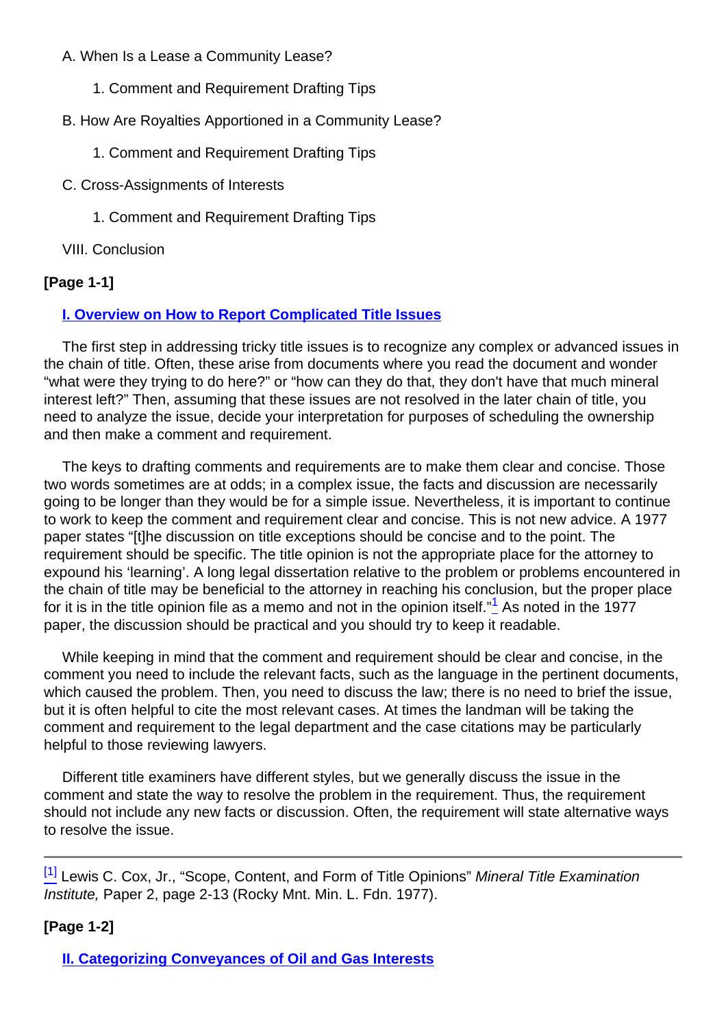A. When Is a Lease a Community Lease?

1. Comment and Requirement Drafting Tips

B. How Are Royalties Apportioned in a Community Lease?

1. Comment and Requirement Drafting Tips

C. Cross-Assignments of Interests

1. Comment and Requirement Drafting Tips

VIII. Conclusion

**[Page 1-1]**

## I. Overview on How to Report Complicated Title Issues

The first step in addressing tricky title issues is to recognize any complex or advanced issues in the chain of title. Often, these arise from documents where you read the document and wonder "what were they trying to do here?" or "how can they do that, they don't have that much mineral interest left?" Then, assuming that these issues are not resolved in the later chain of title, you need to analyze the issue, decide your interpretation for purposes of scheduling the ownership and then make a comment and requirement.

The keys to drafting comments and requirements are to make them clear and concise. Those two words sometimes are at odds; in a complex issue, the facts and discussion are necessarily going to be longer than they would be for a simple issue. Nevertheless, it is important to continue to work to keep the comment and requirement clear and concise. This is not new advice. A 1977 paper states "[t]he discussion on title exceptions should be concise and to the point. The requirement should be specific. The title opinion is not the appropriate place for the attorney to expound his 'learning'. A long legal dissertation relative to the problem or problems encountered in the chain of title may be beneficial to the attorney in reaching his conclusion, but the proper place for it is in the title opinion file as a memo and not in the opinion itself."[1] As noted in the 1977 paper, the discussion should be practical and you should try to keep it readable.

While keeping in mind that the comment and requirement should be clear and concise, in the comment you need to include the relevant facts, such as the language in the pertinent documents, which caused the problem. Then, you need to discuss the law; there is no need to brief the issue, but it is often helpful to cite the most relevant cases. At times the landman will be taking the comment and requirement to the legal department and the case citations may be particularly helpful to those reviewing lawyers.

Different title examiners have different styles, but we generally discuss the issue in the comment and state the way to resolve the problem in the requirement. Thus, the requirement should not include any new facts or discussion. Often, the requirement will state alternative ways to resolve the issue.

---

[1] Lewis C. Cox, Jr., "Scope, Content, and Form of Title Opinions" *Mineral Title Examination Institute,* Paper 2, page 2-13 (Rocky Mnt. Min. L. Fdn. 1977).

**[Page 1-2]**

## II. Categorizing Conveyances of Oil and Gas Interests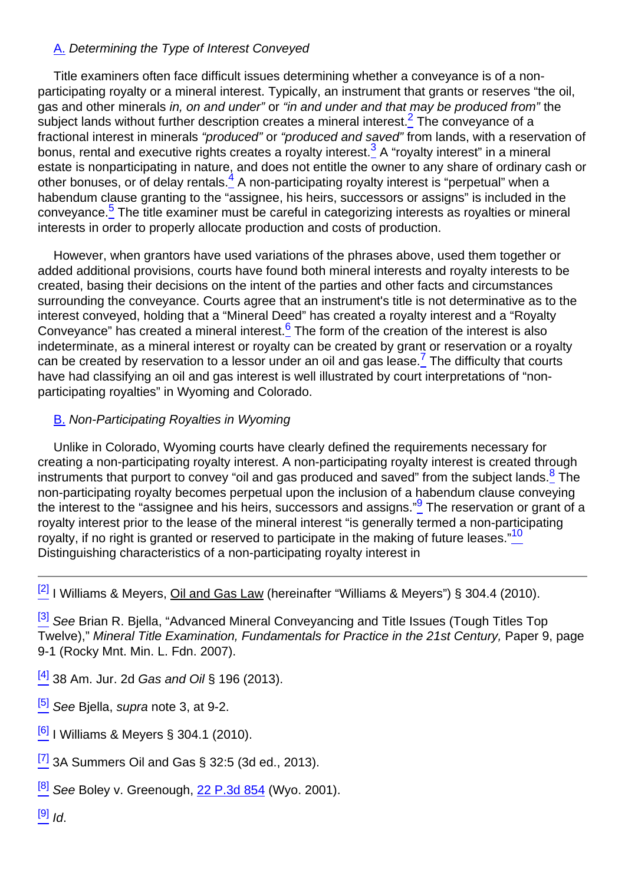### A. *Determining the Type of Interest Conveyed*

Title examiners often face difficult issues determining whether a conveyance is of a non-participating royalty or a mineral interest. Typically, an instrument that grants or reserves "the oil, gas and other minerals *in, on and under"* or *"in and under and that may be produced from"* the subject lands without further description creates a mineral interest.[2] The conveyance of a fractional interest in minerals *"produced"* or *"produced and saved"* from lands, with a reservation of bonus, rental and executive rights creates a royalty interest.[3] A "royalty interest" in a mineral estate is nonparticipating in nature, and does not entitle the owner to any share of ordinary cash or other bonuses, or of delay rentals.[4] A non-participating royalty interest is "perpetual" when a habendum clause granting to the "assignee, his heirs, successors or assigns" is included in the conveyance.[5] The title examiner must be careful in categorizing interests as royalties or mineral interests in order to properly allocate production and costs of production.

However, when grantors have used variations of the phrases above, used them together or added additional provisions, courts have found both mineral interests and royalty interests to be created, basing their decisions on the intent of the parties and other facts and circumstances surrounding the conveyance. Courts agree that an instrument's title is not determinative as to the interest conveyed, holding that a "Mineral Deed" has created a royalty interest and a "Royalty Conveyance" has created a mineral interest.[6] The form of the creation of the interest is also indeterminate, as a mineral interest or royalty can be created by grant or reservation or a royalty can be created by reservation to a lessor under an oil and gas lease.[7] The difficulty that courts have had classifying an oil and gas interest is well illustrated by court interpretations of "non-participating royalties" in Wyoming and Colorado.

### B. *Non-Participating Royalties in Wyoming*

Unlike in Colorado, Wyoming courts have clearly defined the requirements necessary for creating a non-participating royalty interest. A non-participating royalty interest is created through instruments that purport to convey "oil and gas produced and saved" from the subject lands.[8] The non-participating royalty becomes perpetual upon the inclusion of a habendum clause conveying the interest to the "assignee and his heirs, successors and assigns."[9] The reservation or grant of a royalty interest prior to the lease of the mineral interest "is generally termed a non-participating royalty, if no right is granted or reserved to participate in the making of future leases."[10] Distinguishing characteristics of a non-participating royalty interest in

---

[2] I Williams & Meyers, Oil and Gas Law (hereinafter "Williams & Meyers") § 304.4 (2010).

[3] *See* Brian R. Bjella, "Advanced Mineral Conveyancing and Title Issues (Tough Titles Top Twelve)," *Mineral Title Examination, Fundamentals for Practice in the 21st Century,* Paper 9, page 9-1 (Rocky Mnt. Min. L. Fdn. 2007).

[4] 38 Am. Jur. 2d *Gas and Oil* § 196 (2013).

[5] *See* Bjella, *supra* note 3, at 9-2.

[6] I Williams & Meyers § 304.1 (2010).

[7] 3A Summers Oil and Gas § 32:5 (3d ed., 2013).

[8] *See* Boley v. Greenough, 22 P.3d 854 (Wyo. 2001).

[9] *Id*.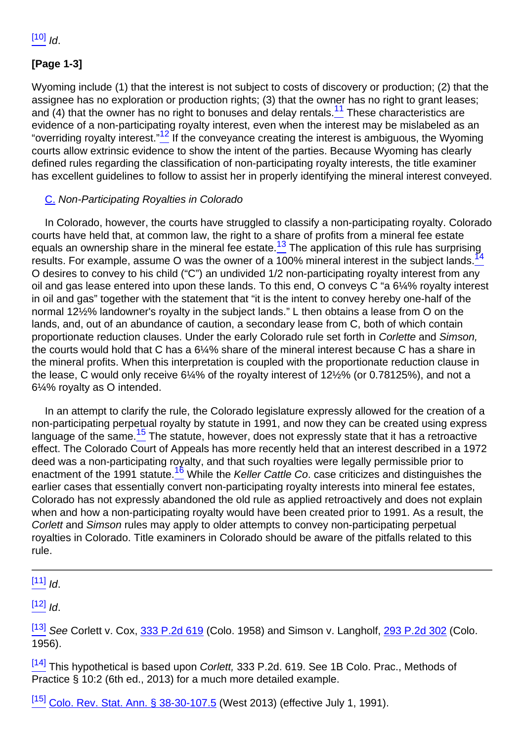[10] *Id*.

**[Page 1-3]**

Wyoming include (1) that the interest is not subject to costs of discovery or production; (2) that the assignee has no exploration or production rights; (3) that the owner has no right to grant leases; and (4) that the owner has no right to bonuses and delay rentals.[11] These characteristics are evidence of a non-participating royalty interest, even when the interest may be mislabeled as an "overriding royalty interest."[12] If the conveyance creating the interest is ambiguous, the Wyoming courts allow extrinsic evidence to show the intent of the parties. Because Wyoming has clearly defined rules regarding the classification of non-participating royalty interests, the title examiner has excellent guidelines to follow to assist her in properly identifying the mineral interest conveyed.

C. *Non-Participating Royalties in Colorado*

In Colorado, however, the courts have struggled to classify a non-participating royalty. Colorado courts have held that, at common law, the right to a share of profits from a mineral fee estate equals an ownership share in the mineral fee estate.[13] The application of this rule has surprising results. For example, assume O was the owner of a 100% mineral interest in the subject lands.[14] O desires to convey to his child ("C") an undivided 1/2 non-participating royalty interest from any oil and gas lease entered into upon these lands. To this end, O conveys C "a 6¼% royalty interest in oil and gas" together with the statement that "it is the intent to convey hereby one-half of the normal 12½% landowner's royalty in the subject lands." L then obtains a lease from O on the lands, and, out of an abundance of caution, a secondary lease from C, both of which contain proportionate reduction clauses. Under the early Colorado rule set forth in *Corlette* and *Simson,* the courts would hold that C has a 6¼% share of the mineral interest because C has a share in the mineral profits. When this interpretation is coupled with the proportionate reduction clause in the lease, C would only receive 6¼% of the royalty interest of 12½% (or 0.78125%), and not a 6¼% royalty as O intended.

In an attempt to clarify the rule, the Colorado legislature expressly allowed for the creation of a non-participating perpetual royalty by statute in 1991, and now they can be created using express language of the same.[15] The statute, however, does not expressly state that it has a retroactive effect. The Colorado Court of Appeals has more recently held that an interest described in a 1972 deed was a non-participating royalty, and that such royalties were legally permissible prior to enactment of the 1991 statute.[16] While the *Keller Cattle Co*. case criticizes and distinguishes the earlier cases that essentially convert non-participating royalty interests into mineral fee estates, Colorado has not expressly abandoned the old rule as applied retroactively and does not explain when and how a non-participating royalty would have been created prior to 1991. As a result, the *Corlett* and *Simson* rules may apply to older attempts to convey non-participating perpetual royalties in Colorado. Title examiners in Colorado should be aware of the pitfalls related to this rule.

---

[11] *Id*.

[12] *Id*.

[13] *See* Corlett v. Cox, 333 P.2d 619 (Colo. 1958) and Simson v. Langholf, 293 P.2d 302 (Colo. 1956).

[14] This hypothetical is based upon *Corlett,* 333 P.2d. 619. See 1B Colo. Prac., Methods of Practice § 10:2 (6th ed., 2013) for a much more detailed example.

[15] Colo. Rev. Stat. Ann. § 38-30-107.5 (West 2013) (effective July 1, 1991).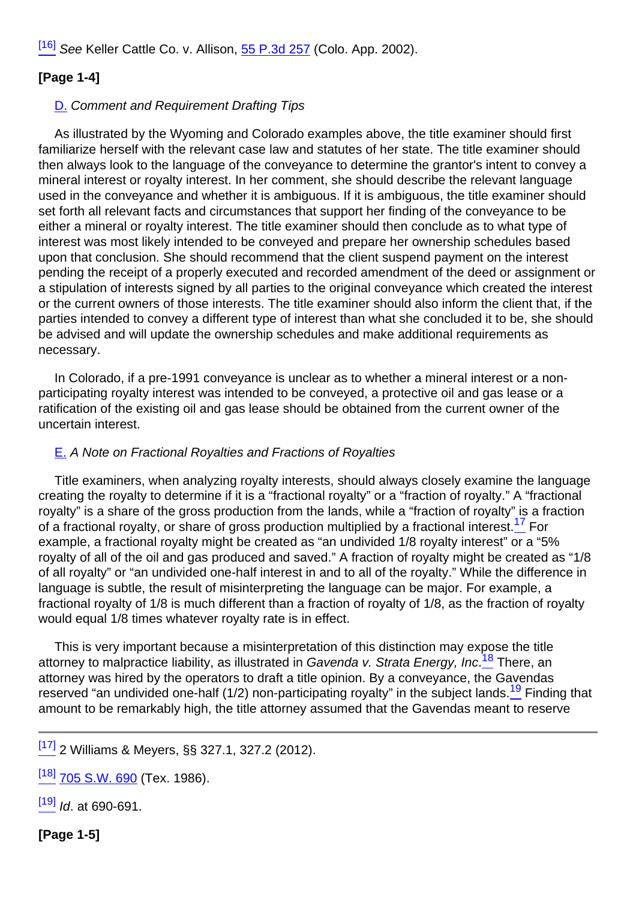[16] *See* Keller Cattle Co. v. Allison, 55 P.3d 257 (Colo. App. 2002).

**[Page 1-4]**

D. *Comment and Requirement Drafting Tips*

As illustrated by the Wyoming and Colorado examples above, the title examiner should first familiarize herself with the relevant case law and statutes of her state. The title examiner should then always look to the language of the conveyance to determine the grantor's intent to convey a mineral interest or royalty interest. In her comment, she should describe the relevant language used in the conveyance and whether it is ambiguous. If it is ambiguous, the title examiner should set forth all relevant facts and circumstances that support her finding of the conveyance to be either a mineral or royalty interest. The title examiner should then conclude as to what type of interest was most likely intended to be conveyed and prepare her ownership schedules based upon that conclusion. She should recommend that the client suspend payment on the interest pending the receipt of a properly executed and recorded amendment of the deed or assignment or a stipulation of interests signed by all parties to the original conveyance which created the interest or the current owners of those interests. The title examiner should also inform the client that, if the parties intended to convey a different type of interest than what she concluded it to be, she should be advised and will update the ownership schedules and make additional requirements as necessary.

In Colorado, if a pre-1991 conveyance is unclear as to whether a mineral interest or a non-participating royalty interest was intended to be conveyed, a protective oil and gas lease or a ratification of the existing oil and gas lease should be obtained from the current owner of the uncertain interest.

E. *A Note on Fractional Royalties and Fractions of Royalties*

Title examiners, when analyzing royalty interests, should always closely examine the language creating the royalty to determine if it is a "fractional royalty" or a "fraction of royalty." A "fractional royalty" is a share of the gross production from the lands, while a "fraction of royalty" is a fraction of a fractional royalty, or share of gross production multiplied by a fractional interest.[17] For example, a fractional royalty might be created as "an undivided 1/8 royalty interest" or a "5% royalty of all of the oil and gas produced and saved." A fraction of royalty might be created as "1/8 of all royalty" or "an undivided one-half interest in and to all of the royalty." While the difference in language is subtle, the result of misinterpreting the language can be major. For example, a fractional royalty of 1/8 is much different than a fraction of royalty of 1/8, as the fraction of royalty would equal 1/8 times whatever royalty rate is in effect.

This is very important because a misinterpretation of this distinction may expose the title attorney to malpractice liability, as illustrated in *Gavenda v. Strata Energy, Inc*.[18] There, an attorney was hired by the operators to draft a title opinion. By a conveyance, the Gavendas reserved "an undivided one-half (1/2) non-participating royalty" in the subject lands.[19] Finding that amount to be remarkably high, the title attorney assumed that the Gavendas meant to reserve

---

[17] 2 Williams & Meyers, §§ 327.1, 327.2 (2012).

[18] 705 S.W. 690 (Tex. 1986).

[19] *Id*. at 690-691.

**[Page 1-5]**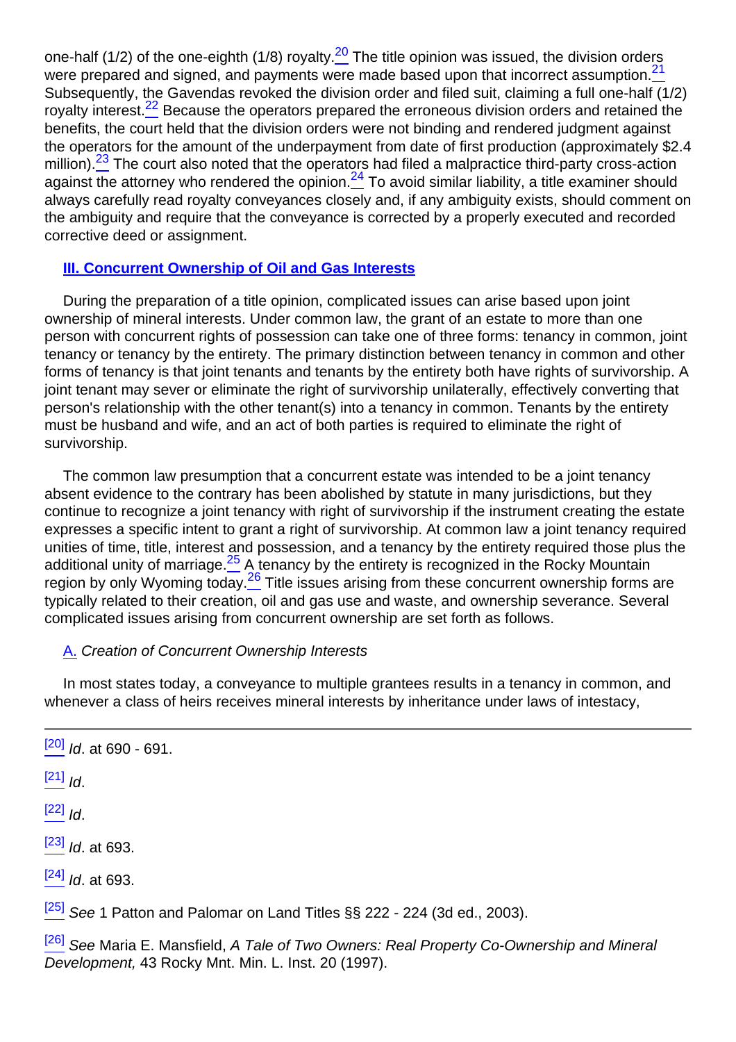one-half (1/2) of the one-eighth (1/8) royalty.[20] The title opinion was issued, the division orders were prepared and signed, and payments were made based upon that incorrect assumption.[21] Subsequently, the Gavendas revoked the division order and filed suit, claiming a full one-half (1/2) royalty interest.[22] Because the operators prepared the erroneous division orders and retained the benefits, the court held that the division orders were not binding and rendered judgment against the operators for the amount of the underpayment from date of first production (approximately $2.4 million).[23] The court also noted that the operators had filed a malpractice third-party cross-action against the attorney who rendered the opinion.[24] To avoid similar liability, a title examiner should always carefully read royalty conveyances closely and, if any ambiguity exists, should comment on the ambiguity and require that the conveyance is corrected by a properly executed and recorded corrective deed or assignment.

## III. Concurrent Ownership of Oil and Gas Interests

During the preparation of a title opinion, complicated issues can arise based upon joint ownership of mineral interests. Under common law, the grant of an estate to more than one person with concurrent rights of possession can take one of three forms: tenancy in common, joint tenancy or tenancy by the entirety. The primary distinction between tenancy in common and other forms of tenancy is that joint tenants and tenants by the entirety both have rights of survivorship. A joint tenant may sever or eliminate the right of survivorship unilaterally, effectively converting that person's relationship with the other tenant(s) into a tenancy in common. Tenants by the entirety must be husband and wife, and an act of both parties is required to eliminate the right of survivorship.

The common law presumption that a concurrent estate was intended to be a joint tenancy absent evidence to the contrary has been abolished by statute in many jurisdictions, but they continue to recognize a joint tenancy with right of survivorship if the instrument creating the estate expresses a specific intent to grant a right of survivorship. At common law a joint tenancy required unities of time, title, interest and possession, and a tenancy by the entirety required those plus the additional unity of marriage.[25] A tenancy by the entirety is recognized in the Rocky Mountain region by only Wyoming today.[26] Title issues arising from these concurrent ownership forms are typically related to their creation, oil and gas use and waste, and ownership severance. Several complicated issues arising from concurrent ownership are set forth as follows.

### A. *Creation of Concurrent Ownership Interests*

In most states today, a conveyance to multiple grantees results in a tenancy in common, and whenever a class of heirs receives mineral interests by inheritance under laws of intestacy,

---

[20] *Id*. at 690 - 691.

[21] *Id*.

[22] *Id*.

[23] *Id*. at 693.

[24] *Id*. at 693.

[25] *See* 1 Patton and Palomar on Land Titles §§ 222 - 224 (3d ed., 2003).

[26] *See* Maria E. Mansfield, *A Tale of Two Owners: Real Property Co-Ownership and Mineral Development,* 43 Rocky Mnt. Min. L. Inst. 20 (1997).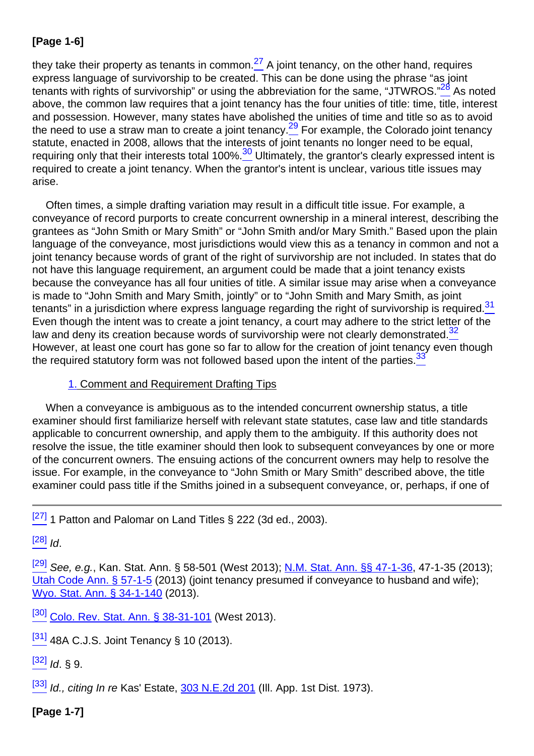they take their property as tenants in common.[27] A joint tenancy, on the other hand, requires express language of survivorship to be created. This can be done using the phrase "as joint tenants with rights of survivorship" or using the abbreviation for the same, "JTWROS."[28] As noted above, the common law requires that a joint tenancy has the four unities of title: time, title, interest and possession. However, many states have abolished the unities of time and title so as to avoid the need to use a straw man to create a joint tenancy.[29] For example, the Colorado joint tenancy statute, enacted in 2008, allows that the interests of joint tenants no longer need to be equal, requiring only that their interests total 100%.[30] Ultimately, the grantor's clearly expressed intent is required to create a joint tenancy. When the grantor's intent is unclear, various title issues may arise.

Often times, a simple drafting variation may result in a difficult title issue. For example, a conveyance of record purports to create concurrent ownership in a mineral interest, describing the grantees as "John Smith or Mary Smith" or "John Smith and/or Mary Smith." Based upon the plain language of the conveyance, most jurisdictions would view this as a tenancy in common and not a joint tenancy because words of grant of the right of survivorship are not included. In states that do not have this language requirement, an argument could be made that a joint tenancy exists because the conveyance has all four unities of title. A similar issue may arise when a conveyance is made to "John Smith and Mary Smith, jointly" or to "John Smith and Mary Smith, as joint tenants" in a jurisdiction where express language regarding the right of survivorship is required.[31] Even though the intent was to create a joint tenancy, a court may adhere to the strict letter of the law and deny its creation because words of survivorship were not clearly demonstrated.[32] However, at least one court has gone so far to allow for the creation of joint tenancy even though the required statutory form was not followed based upon the intent of the parties.[33]

### 1. Comment and Requirement Drafting Tips

When a conveyance is ambiguous as to the intended concurrent ownership status, a title examiner should first familiarize herself with relevant state statutes, case law and title standards applicable to concurrent ownership, and apply them to the ambiguity. If this authority does not resolve the issue, the title examiner should then look to subsequent conveyances by one or more of the concurrent owners. The ensuing actions of the concurrent owners may help to resolve the issue. For example, in the conveyance to "John Smith or Mary Smith" described above, the title examiner could pass title if the Smiths joined in a subsequent conveyance, or, perhaps, if one of

---

[27] 1 Patton and Palomar on Land Titles § 222 (3d ed., 2003).

[28] *Id*.

[29] *See, e.g.*, Kan. Stat. Ann. § 58-501 (West 2013); N.M. Stat. Ann. §§ 47-1-36, 47-1-35 (2013); Utah Code Ann. § 57-1-5 (2013) (joint tenancy presumed if conveyance to husband and wife); Wyo. Stat. Ann. § 34-1-140 (2013).

[30] Colo. Rev. Stat. Ann. § 38-31-101 (West 2013).

[31] 48A C.J.S. Joint Tenancy § 10 (2013).

[32] *Id*. § 9.

[33] *Id., citing In re* Kas' Estate, 303 N.E.2d 201 (Ill. App. 1st Dist. 1973).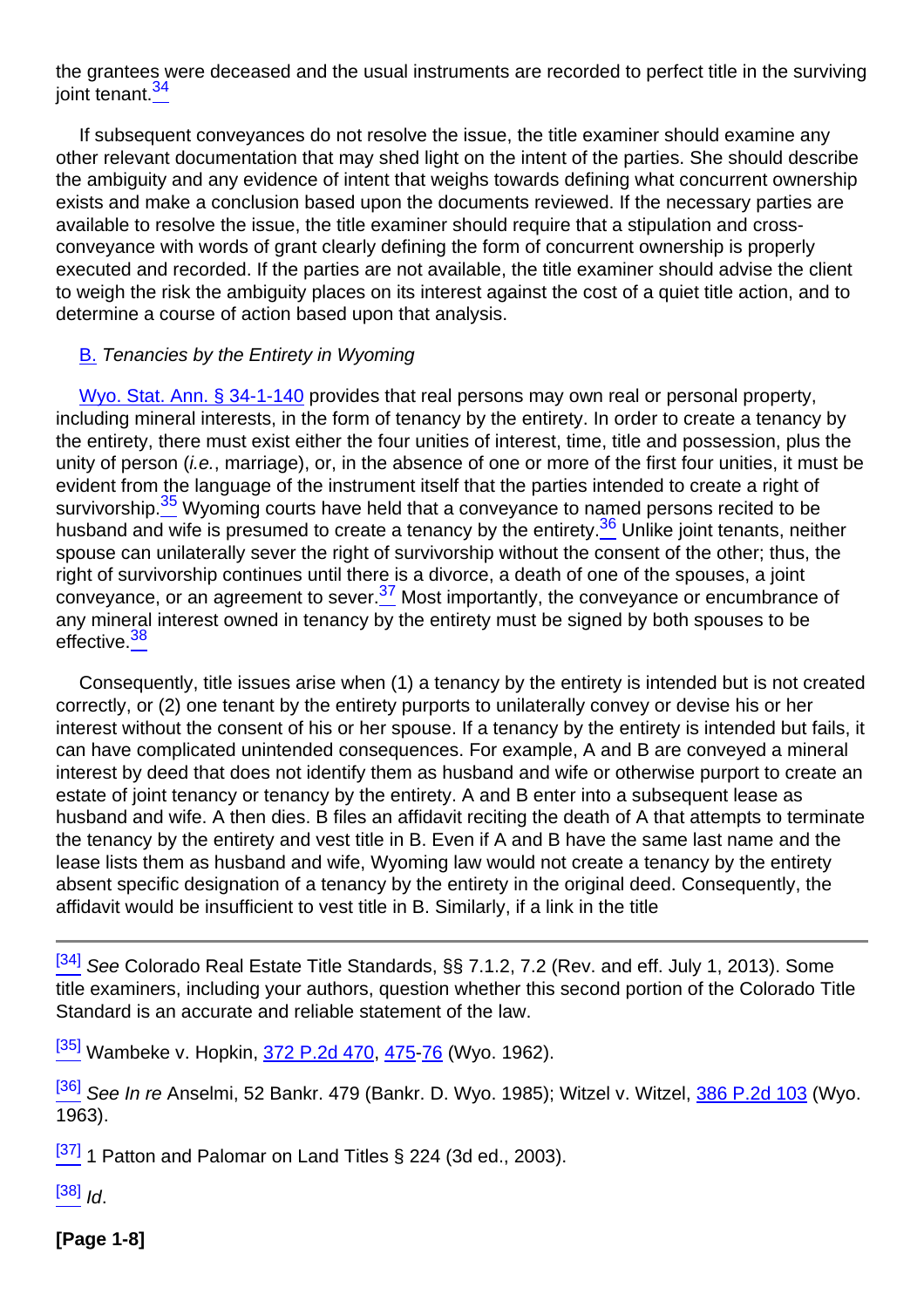the grantees were deceased and the usual instruments are recorded to perfect title in the surviving joint tenant.[34]

If subsequent conveyances do not resolve the issue, the title examiner should examine any other relevant documentation that may shed light on the intent of the parties. She should describe the ambiguity and any evidence of intent that weighs towards defining what concurrent ownership exists and make a conclusion based upon the documents reviewed. If the necessary parties are available to resolve the issue, the title examiner should require that a stipulation and cross-conveyance with words of grant clearly defining the form of concurrent ownership is properly executed and recorded. If the parties are not available, the title examiner should advise the client to weigh the risk the ambiguity places on its interest against the cost of a quiet title action, and to determine a course of action based upon that analysis.

B. *Tenancies by the Entirety in Wyoming*

Wyo. Stat. Ann. § 34-1-140 provides that real persons may own real or personal property, including mineral interests, in the form of tenancy by the entirety. In order to create a tenancy by the entirety, there must exist either the four unities of interest, time, title and possession, plus the unity of person (*i.e.*, marriage), or, in the absence of one or more of the first four unities, it must be evident from the language of the instrument itself that the parties intended to create a right of survivorship.[35] Wyoming courts have held that a conveyance to named persons recited to be husband and wife is presumed to create a tenancy by the entirety.[36] Unlike joint tenants, neither spouse can unilaterally sever the right of survivorship without the consent of the other; thus, the right of survivorship continues until there is a divorce, a death of one of the spouses, a joint conveyance, or an agreement to sever.[37] Most importantly, the conveyance or encumbrance of any mineral interest owned in tenancy by the entirety must be signed by both spouses to be effective.[38]

Consequently, title issues arise when (1) a tenancy by the entirety is intended but is not created correctly, or (2) one tenant by the entirety purports to unilaterally convey or devise his or her interest without the consent of his or her spouse. If a tenancy by the entirety is intended but fails, it can have complicated unintended consequences. For example, A and B are conveyed a mineral interest by deed that does not identify them as husband and wife or otherwise purport to create an estate of joint tenancy or tenancy by the entirety. A and B enter into a subsequent lease as husband and wife. A then dies. B files an affidavit reciting the death of A that attempts to terminate the tenancy by the entirety and vest title in B. Even if A and B have the same last name and the lease lists them as husband and wife, Wyoming law would not create a tenancy by the entirety absent specific designation of a tenancy by the entirety in the original deed. Consequently, the affidavit would be insufficient to vest title in B. Similarly, if a link in the title

---

[34] *See* Colorado Real Estate Title Standards, §§ 7.1.2, 7.2 (Rev. and eff. July 1, 2013). Some title examiners, including your authors, question whether this second portion of the Colorado Title Standard is an accurate and reliable statement of the law.

[35] Wambeke v. Hopkin, 372 P.2d 470, 475-76 (Wyo. 1962).

[36] *See In re* Anselmi, 52 Bankr. 479 (Bankr. D. Wyo. 1985); Witzel v. Witzel, 386 P.2d 103 (Wyo. 1963).

[37] 1 Patton and Palomar on Land Titles § 224 (3d ed., 2003).

[38] *Id*.

**[Page 1-8]**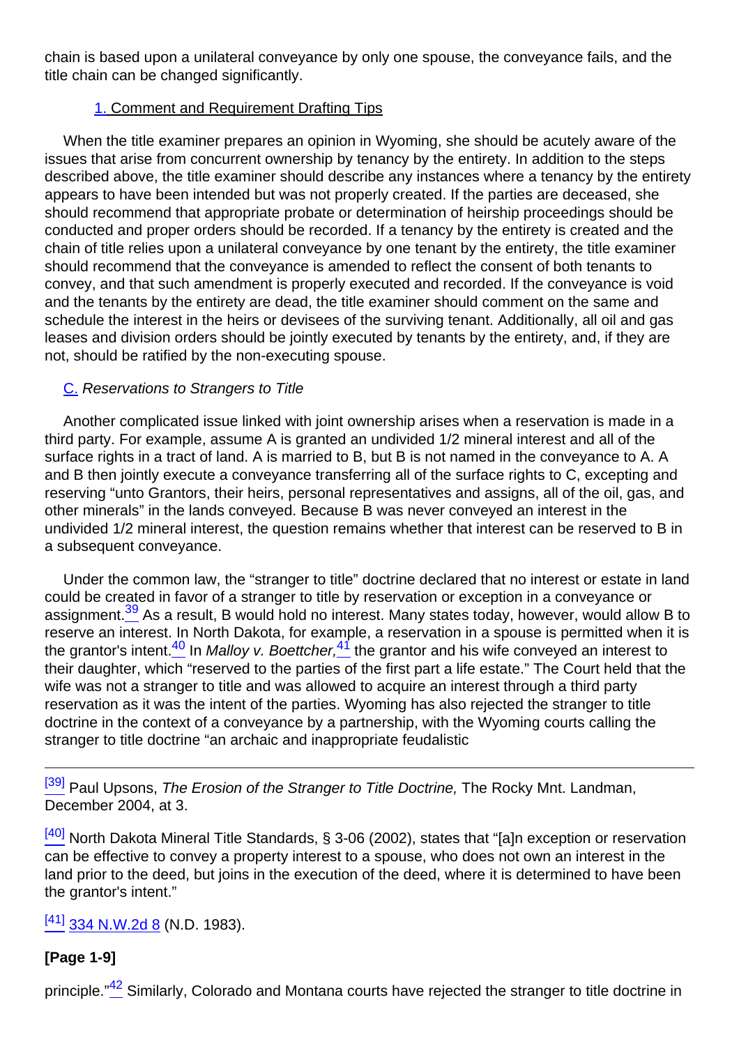chain is based upon a unilateral conveyance by only one spouse, the conveyance fails, and the title chain can be changed significantly.

#### 1. Comment and Requirement Drafting Tips

When the title examiner prepares an opinion in Wyoming, she should be acutely aware of the issues that arise from concurrent ownership by tenancy by the entirety. In addition to the steps described above, the title examiner should describe any instances where a tenancy by the entirety appears to have been intended but was not properly created. If the parties are deceased, she should recommend that appropriate probate or determination of heirship proceedings should be conducted and proper orders should be recorded. If a tenancy by the entirety is created and the chain of title relies upon a unilateral conveyance by one tenant by the entirety, the title examiner should recommend that the conveyance is amended to reflect the consent of both tenants to convey, and that such amendment is properly executed and recorded. If the conveyance is void and the tenants by the entirety are dead, the title examiner should comment on the same and schedule the interest in the heirs or devisees of the surviving tenant. Additionally, all oil and gas leases and division orders should be jointly executed by tenants by the entirety, and, if they are not, should be ratified by the non-executing spouse.

### C. *Reservations to Strangers to Title*

Another complicated issue linked with joint ownership arises when a reservation is made in a third party. For example, assume A is granted an undivided 1/2 mineral interest and all of the surface rights in a tract of land. A is married to B, but B is not named in the conveyance to A. A and B then jointly execute a conveyance transferring all of the surface rights to C, excepting and reserving "unto Grantors, their heirs, personal representatives and assigns, all of the oil, gas, and other minerals" in the lands conveyed. Because B was never conveyed an interest in the undivided 1/2 mineral interest, the question remains whether that interest can be reserved to B in a subsequent conveyance.

Under the common law, the "stranger to title" doctrine declared that no interest or estate in land could be created in favor of a stranger to title by reservation or exception in a conveyance or assignment.[39] As a result, B would hold no interest. Many states today, however, would allow B to reserve an interest. In North Dakota, for example, a reservation in a spouse is permitted when it is the grantor's intent.[40] In *Malloy v. Boettcher,*[41] the grantor and his wife conveyed an interest to their daughter, which "reserved to the parties of the first part a life estate." The Court held that the wife was not a stranger to title and was allowed to acquire an interest through a third party reservation as it was the intent of the parties. Wyoming has also rejected the stranger to title doctrine in the context of a conveyance by a partnership, with the Wyoming courts calling the stranger to title doctrine "an archaic and inappropriate feudalistic

---

[39] Paul Upsons, *The Erosion of the Stranger to Title Doctrine,* The Rocky Mnt. Landman, December 2004, at 3.

[40] North Dakota Mineral Title Standards, § 3-06 (2002), states that "[a]n exception or reservation can be effective to convey a property interest to a spouse, who does not own an interest in the land prior to the deed, but joins in the execution of the deed, where it is determined to have been the grantor's intent."

[41] 334 N.W.2d 8 (N.D. 1983).

**[Page 1-9]**

principle."[42] Similarly, Colorado and Montana courts have rejected the stranger to title doctrine in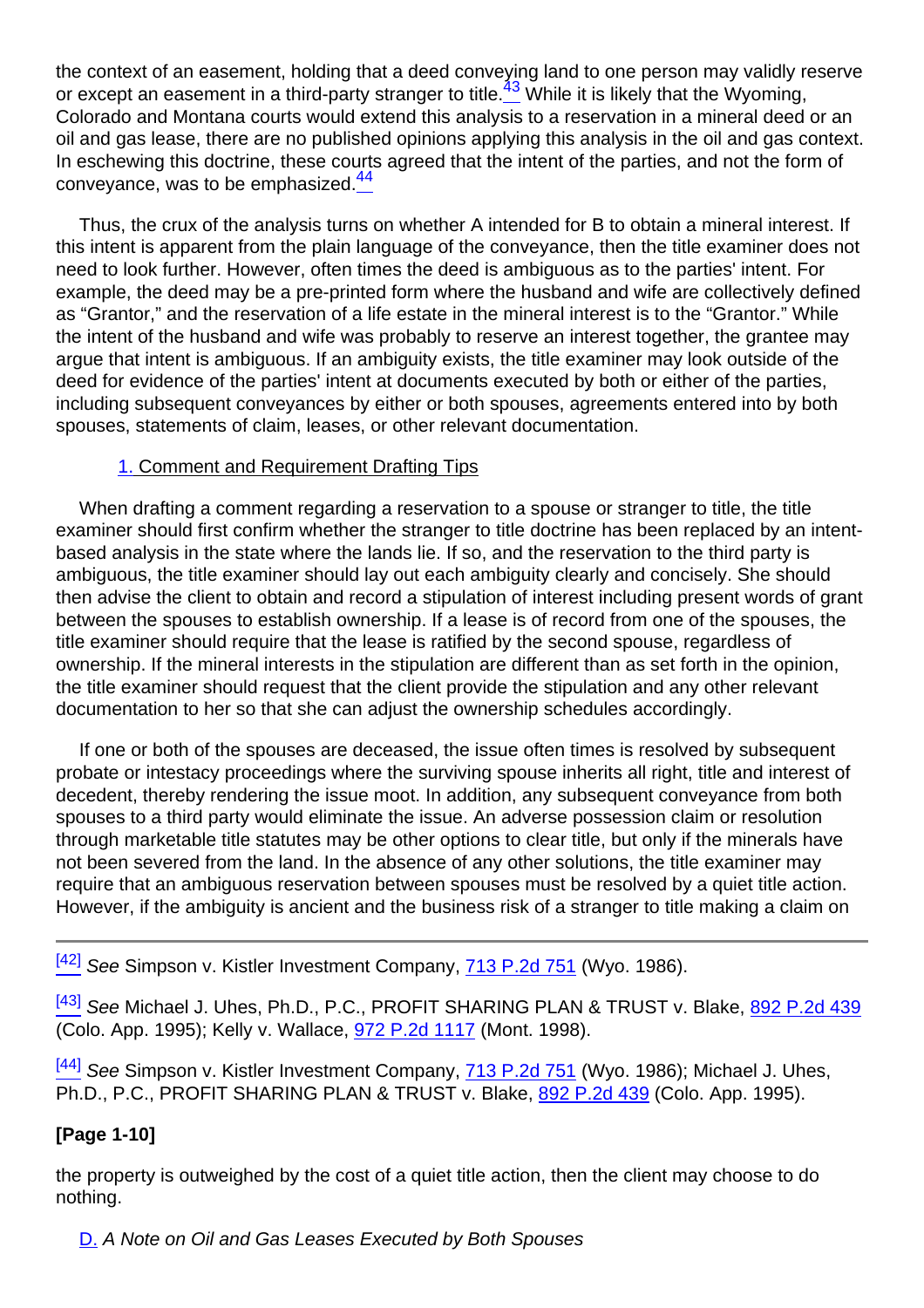the context of an easement, holding that a deed conveying land to one person may validly reserve or except an easement in a third-party stranger to title.[43] While it is likely that the Wyoming, Colorado and Montana courts would extend this analysis to a reservation in a mineral deed or an oil and gas lease, there are no published opinions applying this analysis in the oil and gas context. In eschewing this doctrine, these courts agreed that the intent of the parties, and not the form of conveyance, was to be emphasized.[44]

Thus, the crux of the analysis turns on whether A intended for B to obtain a mineral interest. If this intent is apparent from the plain language of the conveyance, then the title examiner does not need to look further. However, often times the deed is ambiguous as to the parties' intent. For example, the deed may be a pre-printed form where the husband and wife are collectively defined as "Grantor," and the reservation of a life estate in the mineral interest is to the "Grantor." While the intent of the husband and wife was probably to reserve an interest together, the grantee may argue that intent is ambiguous. If an ambiguity exists, the title examiner may look outside of the deed for evidence of the parties' intent at documents executed by both or either of the parties, including subsequent conveyances by either or both spouses, agreements entered into by both spouses, statements of claim, leases, or other relevant documentation.

### 1. Comment and Requirement Drafting Tips

When drafting a comment regarding a reservation to a spouse or stranger to title, the title examiner should first confirm whether the stranger to title doctrine has been replaced by an intent-based analysis in the state where the lands lie. If so, and the reservation to the third party is ambiguous, the title examiner should lay out each ambiguity clearly and concisely. She should then advise the client to obtain and record a stipulation of interest including present words of grant between the spouses to establish ownership. If a lease is of record from one of the spouses, the title examiner should require that the lease is ratified by the second spouse, regardless of ownership. If the mineral interests in the stipulation are different than as set forth in the opinion, the title examiner should request that the client provide the stipulation and any other relevant documentation to her so that she can adjust the ownership schedules accordingly.

If one or both of the spouses are deceased, the issue often times is resolved by subsequent probate or intestacy proceedings where the surviving spouse inherits all right, title and interest of decedent, thereby rendering the issue moot. In addition, any subsequent conveyance from both spouses to a third party would eliminate the issue. An adverse possession claim or resolution through marketable title statutes may be other options to clear title, but only if the minerals have not been severed from the land. In the absence of any other solutions, the title examiner may require that an ambiguous reservation between spouses must be resolved by a quiet title action. However, if the ambiguity is ancient and the business risk of a stranger to title making a claim on the property is outweighed by the cost of a quiet title action, then the client may choose to do nothing.

---

[42] *See* Simpson v. Kistler Investment Company, 713 P.2d 751 (Wyo. 1986).

[43] *See* Michael J. Uhes, Ph.D., P.C., PROFIT SHARING PLAN & TRUST v. Blake, 892 P.2d 439 (Colo. App. 1995); Kelly v. Wallace, 972 P.2d 1117 (Mont. 1998).

[44] *See* Simpson v. Kistler Investment Company, 713 P.2d 751 (Wyo. 1986); Michael J. Uhes, Ph.D., P.C., PROFIT SHARING PLAN & TRUST v. Blake, 892 P.2d 439 (Colo. App. 1995).

## D. *A Note on Oil and Gas Leases Executed by Both Spouses*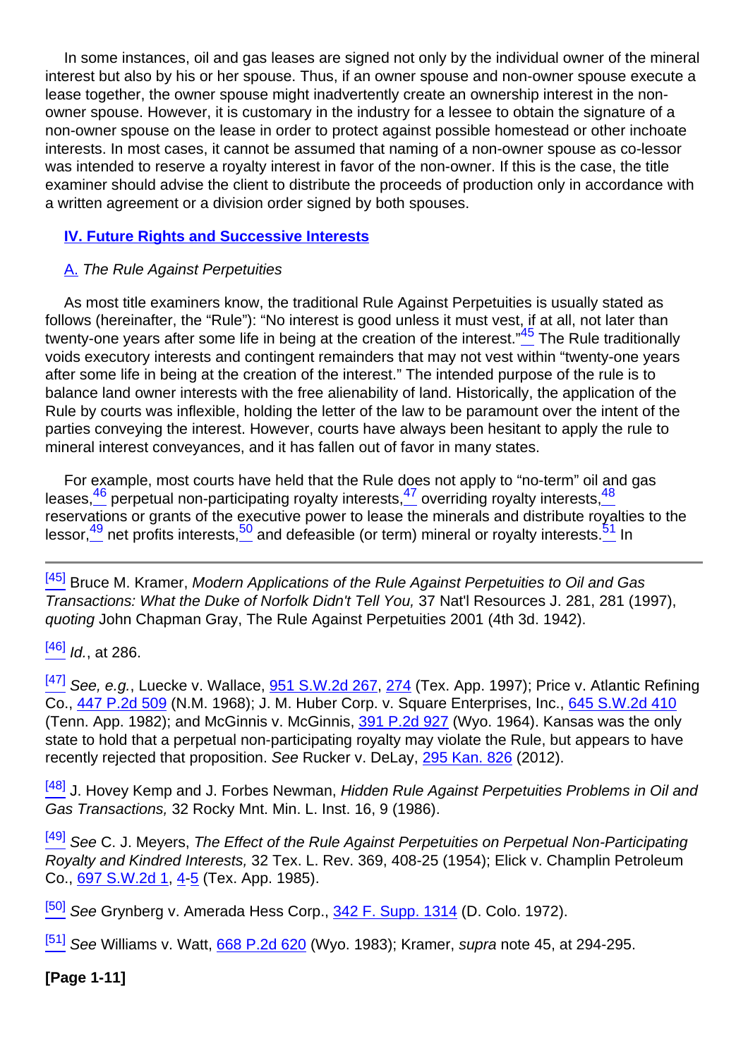In some instances, oil and gas leases are signed not only by the individual owner of the mineral interest but also by his or her spouse. Thus, if an owner spouse and non-owner spouse execute a lease together, the owner spouse might inadvertently create an ownership interest in the non-owner spouse. However, it is customary in the industry for a lessee to obtain the signature of a non-owner spouse on the lease in order to protect against possible homestead or other inchoate interests. In most cases, it cannot be assumed that naming of a non-owner spouse as co-lessor was intended to reserve a royalty interest in favor of the non-owner. If this is the case, the title examiner should advise the client to distribute the proceeds of production only in accordance with a written agreement or a division order signed by both spouses.

## IV. Future Rights and Successive Interests

### A. *The Rule Against Perpetuities*

As most title examiners know, the traditional Rule Against Perpetuities is usually stated as follows (hereinafter, the "Rule"): "No interest is good unless it must vest, if at all, not later than twenty-one years after some life in being at the creation of the interest."[45] The Rule traditionally voids executory interests and contingent remainders that may not vest within "twenty-one years after some life in being at the creation of the interest." The intended purpose of the rule is to balance land owner interests with the free alienability of land. Historically, the application of the Rule by courts was inflexible, holding the letter of the law to be paramount over the intent of the parties conveying the interest. However, courts have always been hesitant to apply the rule to mineral interest conveyances, and it has fallen out of favor in many states.

For example, most courts have held that the Rule does not apply to "no-term" oil and gas leases,[46] perpetual non-participating royalty interests,[47] overriding royalty interests,[48] reservations or grants of the executive power to lease the minerals and distribute royalties to the lessor,[49] net profits interests,[50] and defeasible (or term) mineral or royalty interests.[51] In

---

[45] Bruce M. Kramer, *Modern Applications of the Rule Against Perpetuities to Oil and Gas Transactions: What the Duke of Norfolk Didn't Tell You,* 37 Nat'l Resources J. 281, 281 (1997), *quoting* John Chapman Gray, The Rule Against Perpetuities 2001 (4th 3d. 1942).

[46] *Id.*, at 286.

[47] *See, e.g.*, Luecke v. Wallace, 951 S.W.2d 267, 274 (Tex. App. 1997); Price v. Atlantic Refining Co., 447 P.2d 509 (N.M. 1968); J. M. Huber Corp. v. Square Enterprises, Inc., 645 S.W.2d 410 (Tenn. App. 1982); and McGinnis v. McGinnis, 391 P.2d 927 (Wyo. 1964). Kansas was the only state to hold that a perpetual non-participating royalty may violate the Rule, but appears to have recently rejected that proposition. *See* Rucker v. DeLay, 295 Kan. 826 (2012).

[48] J. Hovey Kemp and J. Forbes Newman, *Hidden Rule Against Perpetuities Problems in Oil and Gas Transactions,* 32 Rocky Mnt. Min. L. Inst. 16, 9 (1986).

[49] *See* C. J. Meyers, *The Effect of the Rule Against Perpetuities on Perpetual Non-Participating Royalty and Kindred Interests,* 32 Tex. L. Rev. 369, 408-25 (1954); Elick v. Champlin Petroleum Co., 697 S.W.2d 1, 4-5 (Tex. App. 1985).

[50] *See* Grynberg v. Amerada Hess Corp., 342 F. Supp. 1314 (D. Colo. 1972).

[51] *See* Williams v. Watt, 668 P.2d 620 (Wyo. 1983); Kramer, *supra* note 45, at 294-295.

**[Page 1-11]**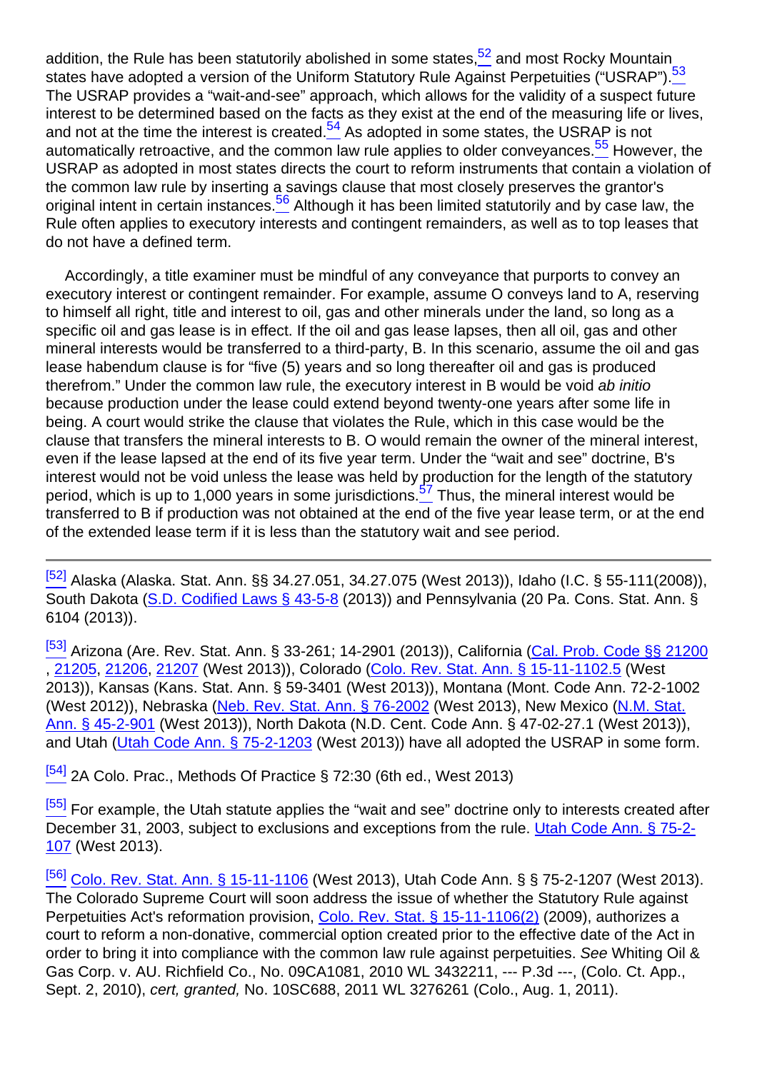addition, the Rule has been statutorily abolished in some states,[52] and most Rocky Mountain states have adopted a version of the Uniform Statutory Rule Against Perpetuities ("USRAP").[53] The USRAP provides a "wait-and-see" approach, which allows for the validity of a suspect future interest to be determined based on the facts as they exist at the end of the measuring life or lives, and not at the time the interest is created.[54] As adopted in some states, the USRAP is not automatically retroactive, and the common law rule applies to older conveyances.[55] However, the USRAP as adopted in most states directs the court to reform instruments that contain a violation of the common law rule by inserting a savings clause that most closely preserves the grantor's original intent in certain instances.[56] Although it has been limited statutorily and by case law, the Rule often applies to executory interests and contingent remainders, as well as to top leases that do not have a defined term.

Accordingly, a title examiner must be mindful of any conveyance that purports to convey an executory interest or contingent remainder. For example, assume O conveys land to A, reserving to himself all right, title and interest to oil, gas and other minerals under the land, so long as a specific oil and gas lease is in effect. If the oil and gas lease lapses, then all oil, gas and other mineral interests would be transferred to a third-party, B. In this scenario, assume the oil and gas lease habendum clause is for "five (5) years and so long thereafter oil and gas is produced therefrom." Under the common law rule, the executory interest in B would be void *ab initio* because production under the lease could extend beyond twenty-one years after some life in being. A court would strike the clause that violates the Rule, which in this case would be the clause that transfers the mineral interests to B. O would remain the owner of the mineral interest, even if the lease lapsed at the end of its five year term. Under the "wait and see" doctrine, B's interest would not be void unless the lease was held by production for the length of the statutory period, which is up to 1,000 years in some jurisdictions.[57] Thus, the mineral interest would be transferred to B if production was not obtained at the end of the five year lease term, or at the end of the extended lease term if it is less than the statutory wait and see period.

---

[52] Alaska (Alaska. Stat. Ann. §§ 34.27.051, 34.27.075 (West 2013)), Idaho (I.C. § 55-111(2008)), South Dakota (S.D. Codified Laws § 43-5-8 (2013)) and Pennsylvania (20 Pa. Cons. Stat. Ann. § 6104 (2013)).

[53] Arizona (Are. Rev. Stat. Ann. § 33-261; 14-2901 (2013)), California (Cal. Prob. Code §§ 21200, 21205, 21206, 21207 (West 2013)), Colorado (Colo. Rev. Stat. Ann. § 15-11-1102.5 (West 2013)), Kansas (Kans. Stat. Ann. § 59-3401 (West 2013)), Montana (Mont. Code Ann. 72-2-1002 (West 2012)), Nebraska (Neb. Rev. Stat. Ann. § 76-2002 (West 2013), New Mexico (N.M. Stat. Ann. § 45-2-901 (West 2013)), North Dakota (N.D. Cent. Code Ann. § 47-02-27.1 (West 2013)), and Utah (Utah Code Ann. § 75-2-1203 (West 2013)) have all adopted the USRAP in some form.

[54] 2A Colo. Prac., Methods Of Practice § 72:30 (6th ed., West 2013)

[55] For example, the Utah statute applies the "wait and see" doctrine only to interests created after December 31, 2003, subject to exclusions and exceptions from the rule. Utah Code Ann. § 75-2-107 (West 2013).

[56] Colo. Rev. Stat. Ann. § 15-11-1106 (West 2013), Utah Code Ann. § § 75-2-1207 (West 2013). The Colorado Supreme Court will soon address the issue of whether the Statutory Rule against Perpetuities Act's reformation provision, Colo. Rev. Stat. § 15-11-1106(2) (2009), authorizes a court to reform a non-donative, commercial option created prior to the effective date of the Act in order to bring it into compliance with the common law rule against perpetuities. *See* Whiting Oil & Gas Corp. v. AU. Richfield Co., No. 09CA1081, 2010 WL 3432211, --- P.3d ---, (Colo. Ct. App., Sept. 2, 2010), *cert, granted,* No. 10SC688, 2011 WL 3276261 (Colo., Aug. 1, 2011).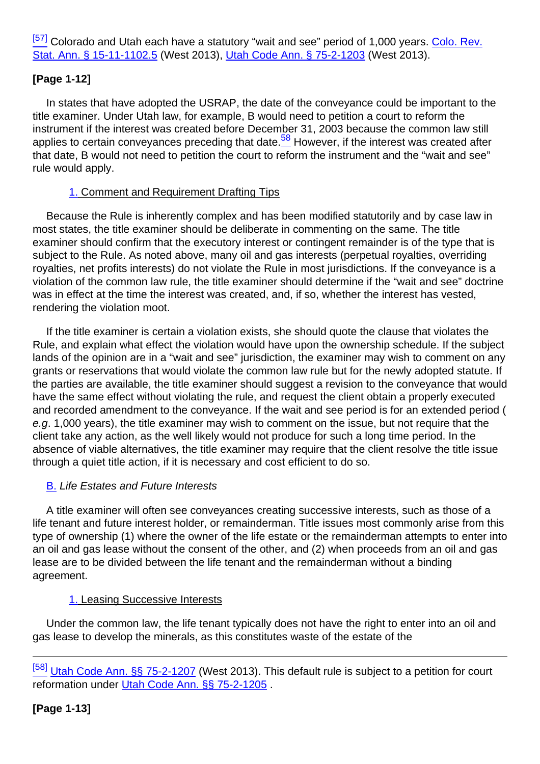[57] Colorado and Utah each have a statutory “wait and see” period of 1,000 years. Colo. Rev. Stat. Ann. § 15-11-1102.5 (West 2013), Utah Code Ann. § 75-2-1203 (West 2013).

In states that have adopted the USRAP, the date of the conveyance could be important to the title examiner. Under Utah law, for example, B would need to petition a court to reform the instrument if the interest was created before December 31, 2003 because the common law still applies to certain conveyances preceding that date.[58] However, if the interest was created after that date, B would not need to petition the court to reform the instrument and the “wait and see” rule would apply.

### 1. Comment and Requirement Drafting Tips

Because the Rule is inherently complex and has been modified statutorily and by case law in most states, the title examiner should be deliberate in commenting on the same. The title examiner should confirm that the executory interest or contingent remainder is of the type that is subject to the Rule. As noted above, many oil and gas interests (perpetual royalties, overriding royalties, net profits interests) do not violate the Rule in most jurisdictions. If the conveyance is a violation of the common law rule, the title examiner should determine if the “wait and see” doctrine was in effect at the time the interest was created, and, if so, whether the interest has vested, rendering the violation moot.

If the title examiner is certain a violation exists, she should quote the clause that violates the Rule, and explain what effect the violation would have upon the ownership schedule. If the subject lands of the opinion are in a “wait and see” jurisdiction, the examiner may wish to comment on any grants or reservations that would violate the common law rule but for the newly adopted statute. If the parties are available, the title examiner should suggest a revision to the conveyance that would have the same effect without violating the rule, and request the client obtain a properly executed and recorded amendment to the conveyance. If the wait and see period is for an extended period ( *e.g*. 1,000 years), the title examiner may wish to comment on the issue, but not require that the client take any action, as the well likely would not produce for such a long time period. In the absence of viable alternatives, the title examiner may require that the client resolve the title issue through a quiet title action, if it is necessary and cost efficient to do so.

## B. *Life Estates and Future Interests*

A title examiner will often see conveyances creating successive interests, such as those of a life tenant and future interest holder, or remainderman. Title issues most commonly arise from this type of ownership (1) where the owner of the life estate or the remainderman attempts to enter into an oil and gas lease without the consent of the other, and (2) when proceeds from an oil and gas lease are to be divided between the life tenant and the remainderman without a binding agreement.

### 1. Leasing Successive Interests

Under the common law, the life tenant typically does not have the right to enter into an oil and gas lease to develop the minerals, as this constitutes waste of the estate of the

[58] Utah Code Ann. §§ 75-2-1207 (West 2013). This default rule is subject to a petition for court reformation under Utah Code Ann. §§ 75-2-1205 .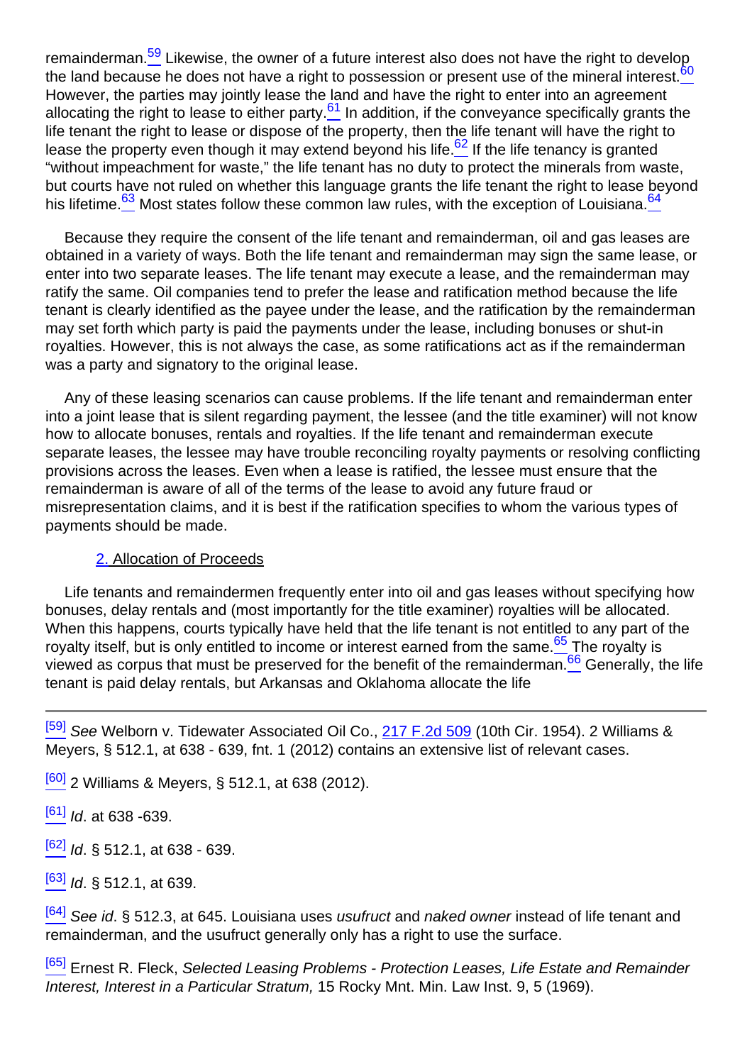remainderman.[59] Likewise, the owner of a future interest also does not have the right to develop the land because he does not have a right to possession or present use of the mineral interest.[60] However, the parties may jointly lease the land and have the right to enter into an agreement allocating the right to lease to either party.[61] In addition, if the conveyance specifically grants the life tenant the right to lease or dispose of the property, then the life tenant will have the right to lease the property even though it may extend beyond his life.[62] If the life tenancy is granted "without impeachment for waste," the life tenant has no duty to protect the minerals from waste, but courts have not ruled on whether this language grants the life tenant the right to lease beyond his lifetime.[63] Most states follow these common law rules, with the exception of Louisiana.[64]

Because they require the consent of the life tenant and remainderman, oil and gas leases are obtained in a variety of ways. Both the life tenant and remainderman may sign the same lease, or enter into two separate leases. The life tenant may execute a lease, and the remainderman may ratify the same. Oil companies tend to prefer the lease and ratification method because the life tenant is clearly identified as the payee under the lease, and the ratification by the remainderman may set forth which party is paid the payments under the lease, including bonuses or shut-in royalties. However, this is not always the case, as some ratifications act as if the remainderman was a party and signatory to the original lease.

Any of these leasing scenarios can cause problems. If the life tenant and remainderman enter into a joint lease that is silent regarding payment, the lessee (and the title examiner) will not know how to allocate bonuses, rentals and royalties. If the life tenant and remainderman execute separate leases, the lessee may have trouble reconciling royalty payments or resolving conflicting provisions across the leases. Even when a lease is ratified, the lessee must ensure that the remainderman is aware of all of the terms of the lease to avoid any future fraud or misrepresentation claims, and it is best if the ratification specifies to whom the various types of payments should be made.

### 2. Allocation of Proceeds

Life tenants and remaindermen frequently enter into oil and gas leases without specifying how bonuses, delay rentals and (most importantly for the title examiner) royalties will be allocated. When this happens, courts typically have held that the life tenant is not entitled to any part of the royalty itself, but is only entitled to income or interest earned from the same.[65] The royalty is viewed as corpus that must be preserved for the benefit of the remainderman.[66] Generally, the life tenant is paid delay rentals, but Arkansas and Oklahoma allocate the life

---

[59] *See* Welborn v. Tidewater Associated Oil Co., 217 F.2d 509 (10th Cir. 1954). 2 Williams & Meyers, § 512.1, at 638 - 639, fnt. 1 (2012) contains an extensive list of relevant cases.

[60] 2 Williams & Meyers, § 512.1, at 638 (2012).

[61] *Id*. at 638 -639.

[62] *Id*. § 512.1, at 638 - 639.

[63] *Id*. § 512.1, at 639.

[64] *See id*. § 512.3, at 645. Louisiana uses *usufruct* and *naked owner* instead of life tenant and remainderman, and the usufruct generally only has a right to use the surface.

[65] Ernest R. Fleck, *Selected Leasing Problems - Protection Leases, Life Estate and Remainder Interest, Interest in a Particular Stratum,* 15 Rocky Mnt. Min. Law Inst. 9, 5 (1969).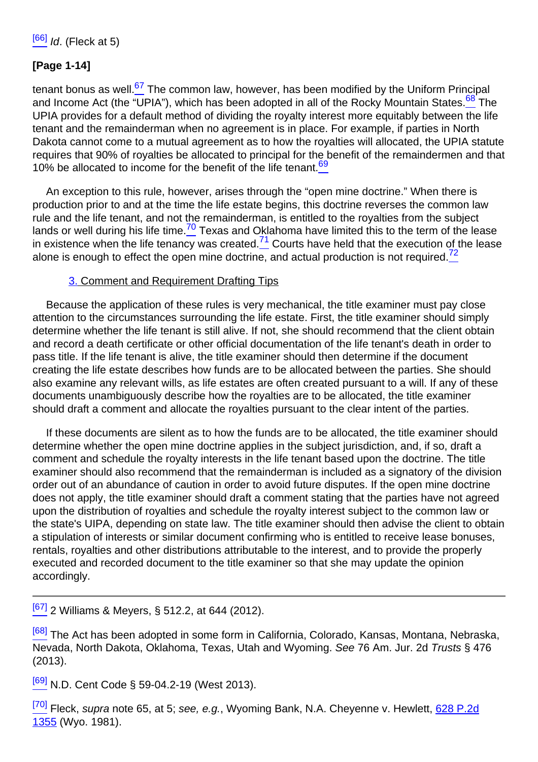[66] *Id*. (Fleck at 5)

**[Page 1-14]**

tenant bonus as well.[67] The common law, however, has been modified by the Uniform Principal and Income Act (the "UPIA"), which has been adopted in all of the Rocky Mountain States.[68] The UPIA provides for a default method of dividing the royalty interest more equitably between the life tenant and the remainderman when no agreement is in place. For example, if parties in North Dakota cannot come to a mutual agreement as to how the royalties will allocated, the UPIA statute requires that 90% of royalties be allocated to principal for the benefit of the remaindermen and that 10% be allocated to income for the benefit of the life tenant.[69]

An exception to this rule, however, arises through the "open mine doctrine." When there is production prior to and at the time the life estate begins, this doctrine reverses the common law rule and the life tenant, and not the remainderman, is entitled to the royalties from the subject lands or well during his life time.[70] Texas and Oklahoma have limited this to the term of the lease in existence when the life tenancy was created.[71] Courts have held that the execution of the lease alone is enough to effect the open mine doctrine, and actual production is not required.[72]

### 3. Comment and Requirement Drafting Tips

Because the application of these rules is very mechanical, the title examiner must pay close attention to the circumstances surrounding the life estate. First, the title examiner should simply determine whether the life tenant is still alive. If not, she should recommend that the client obtain and record a death certificate or other official documentation of the life tenant's death in order to pass title. If the life tenant is alive, the title examiner should then determine if the document creating the life estate describes how funds are to be allocated between the parties. She should also examine any relevant wills, as life estates are often created pursuant to a will. If any of these documents unambiguously describe how the royalties are to be allocated, the title examiner should draft a comment and allocate the royalties pursuant to the clear intent of the parties.

If these documents are silent as to how the funds are to be allocated, the title examiner should determine whether the open mine doctrine applies in the subject jurisdiction, and, if so, draft a comment and schedule the royalty interests in the life tenant based upon the doctrine. The title examiner should also recommend that the remainderman is included as a signatory of the division order out of an abundance of caution in order to avoid future disputes. If the open mine doctrine does not apply, the title examiner should draft a comment stating that the parties have not agreed upon the distribution of royalties and schedule the royalty interest subject to the common law or the state's UIPA, depending on state law. The title examiner should then advise the client to obtain a stipulation of interests or similar document confirming who is entitled to receive lease bonuses, rentals, royalties and other distributions attributable to the interest, and to provide the properly executed and recorded document to the title examiner so that she may update the opinion accordingly.

---

[67] 2 Williams & Meyers, § 512.2, at 644 (2012).

[68] The Act has been adopted in some form in California, Colorado, Kansas, Montana, Nebraska, Nevada, North Dakota, Oklahoma, Texas, Utah and Wyoming. *See* 76 Am. Jur. 2d *Trusts* § 476 (2013).

[69] N.D. Cent Code § 59-04.2-19 (West 2013).

[70] Fleck, *supra* note 65, at 5; *see, e.g.*, Wyoming Bank, N.A. Cheyenne v. Hewlett, 628 P.2d 1355 (Wyo. 1981).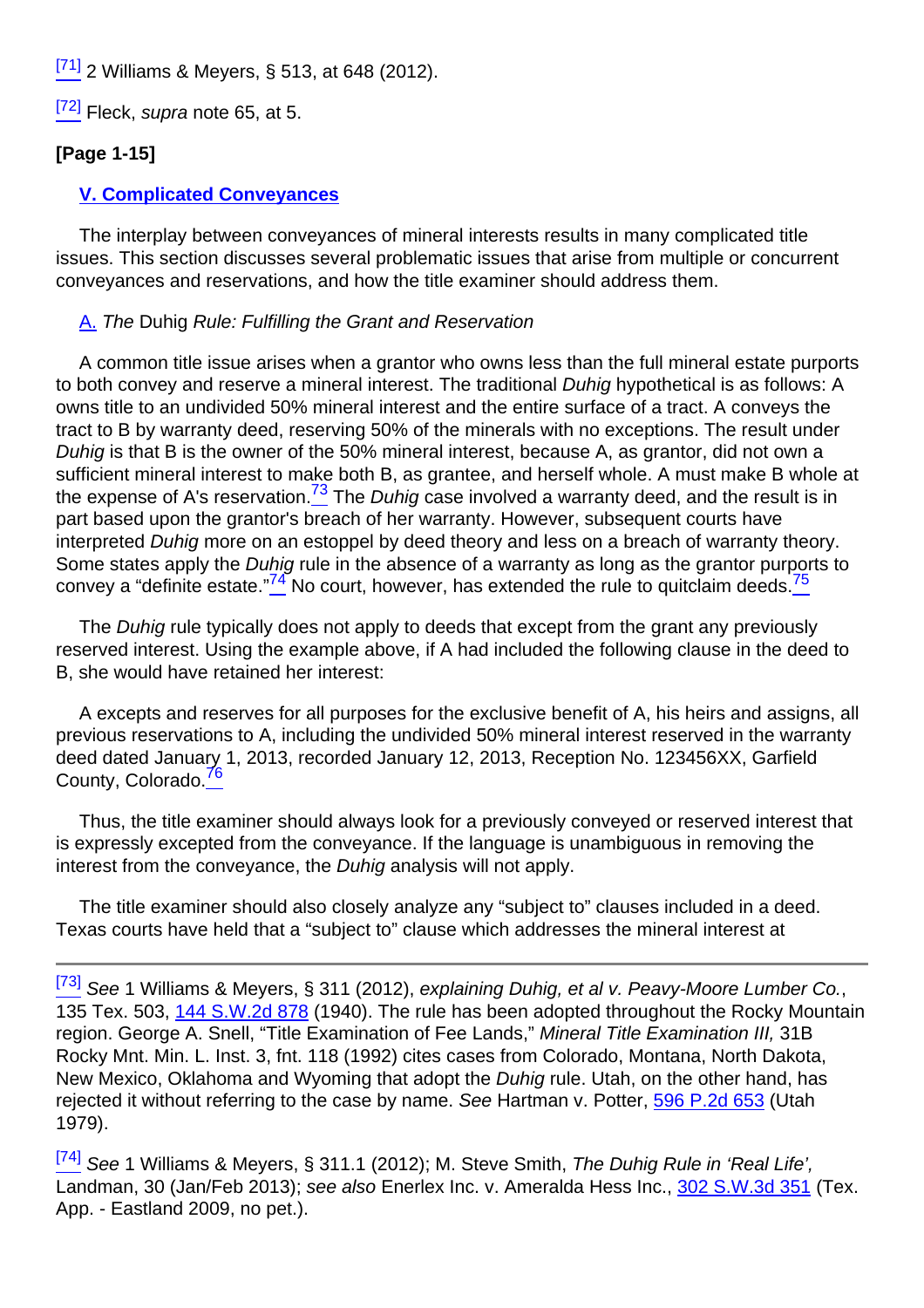[71] 2 Williams & Meyers, § 513, at 648 (2012).

[72] Fleck, *supra* note 65, at 5.

**[Page 1-15]**

## V. Complicated Conveyances

The interplay between conveyances of mineral interests results in many complicated title issues. This section discusses several problematic issues that arise from multiple or concurrent conveyances and reservations, and how the title examiner should address them.

### A. *The* Duhig *Rule: Fulfilling the Grant and Reservation*

A common title issue arises when a grantor who owns less than the full mineral estate purports to both convey and reserve a mineral interest. The traditional *Duhig* hypothetical is as follows: A owns title to an undivided 50% mineral interest and the entire surface of a tract. A conveys the tract to B by warranty deed, reserving 50% of the minerals with no exceptions. The result under *Duhig* is that B is the owner of the 50% mineral interest, because A, as grantor, did not own a sufficient mineral interest to make both B, as grantee, and herself whole. A must make B whole at the expense of A's reservation.[73] The *Duhig* case involved a warranty deed, and the result is in part based upon the grantor's breach of her warranty. However, subsequent courts have interpreted *Duhig* more on an estoppel by deed theory and less on a breach of warranty theory. Some states apply the *Duhig* rule in the absence of a warranty as long as the grantor purports to convey a "definite estate."[74] No court, however, has extended the rule to quitclaim deeds.[75]

The *Duhig* rule typically does not apply to deeds that except from the grant any previously reserved interest. Using the example above, if A had included the following clause in the deed to B, she would have retained her interest:

A excepts and reserves for all purposes for the exclusive benefit of A, his heirs and assigns, all previous reservations to A, including the undivided 50% mineral interest reserved in the warranty deed dated January 1, 2013, recorded January 12, 2013, Reception No. 123456XX, Garfield County, Colorado.[76]

Thus, the title examiner should always look for a previously conveyed or reserved interest that is expressly excepted from the conveyance. If the language is unambiguous in removing the interest from the conveyance, the *Duhig* analysis will not apply.

The title examiner should also closely analyze any "subject to" clauses included in a deed. Texas courts have held that a "subject to" clause which addresses the mineral interest at

---

[73] *See* 1 Williams & Meyers, § 311 (2012), *explaining Duhig, et al v. Peavy-Moore Lumber Co.*, 135 Tex. 503, 144 S.W.2d 878 (1940). The rule has been adopted throughout the Rocky Mountain region. George A. Snell, "Title Examination of Fee Lands," *Mineral Title Examination III,* 31B Rocky Mnt. Min. L. Inst. 3, fnt. 118 (1992) cites cases from Colorado, Montana, North Dakota, New Mexico, Oklahoma and Wyoming that adopt the *Duhig* rule. Utah, on the other hand, has rejected it without referring to the case by name. *See* Hartman v. Potter, 596 P.2d 653 (Utah 1979).

[74] *See* 1 Williams & Meyers, § 311.1 (2012); M. Steve Smith, *The Duhig Rule in 'Real Life',* Landman, 30 (Jan/Feb 2013); *see also* Enerlex Inc. v. Ameralda Hess Inc., 302 S.W.3d 351 (Tex. App. - Eastland 2009, no pet.).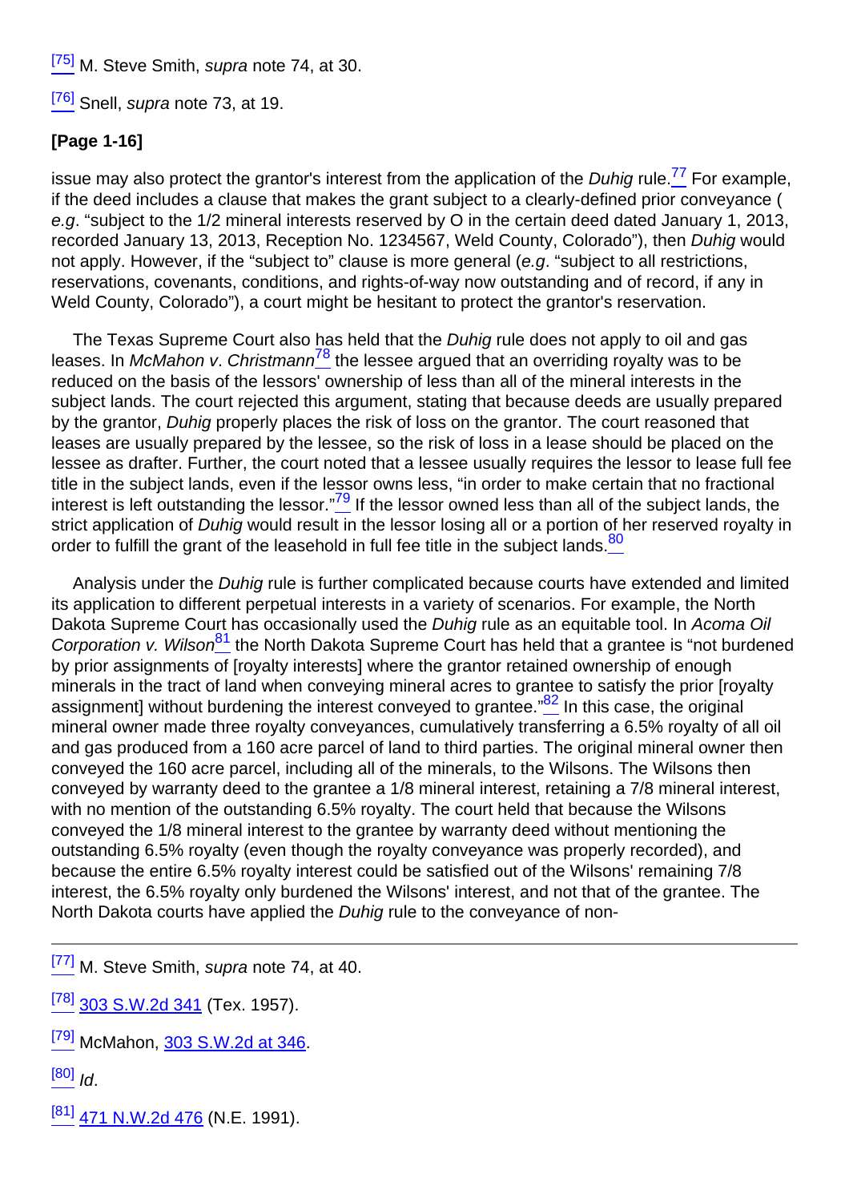[75] M. Steve Smith, *supra* note 74, at 30.

[76] Snell, *supra* note 73, at 19.

**[Page 1-16]**

issue may also protect the grantor's interest from the application of the *Duhig* rule.[77] For example, if the deed includes a clause that makes the grant subject to a clearly-defined prior conveyance (*e.g*. "subject to the 1/2 mineral interests reserved by O in the certain deed dated January 1, 2013, recorded January 13, 2013, Reception No. 1234567, Weld County, Colorado"), then *Duhig* would not apply. However, if the "subject to" clause is more general (*e.g*. "subject to all restrictions, reservations, covenants, conditions, and rights-of-way now outstanding and of record, if any in Weld County, Colorado"), a court might be hesitant to protect the grantor's reservation.

The Texas Supreme Court also has held that the *Duhig* rule does not apply to oil and gas leases. In *McMahon v. Christmann*[78] the lessee argued that an overriding royalty was to be reduced on the basis of the lessors' ownership of less than all of the mineral interests in the subject lands. The court rejected this argument, stating that because deeds are usually prepared by the grantor, *Duhig* properly places the risk of loss on the grantor. The court reasoned that leases are usually prepared by the lessee, so the risk of loss in a lease should be placed on the lessee as drafter. Further, the court noted that a lessee usually requires the lessor to lease full fee title in the subject lands, even if the lessor owns less, "in order to make certain that no fractional interest is left outstanding the lessor."[79] If the lessor owned less than all of the subject lands, the strict application of *Duhig* would result in the lessor losing all or a portion of her reserved royalty in order to fulfill the grant of the leasehold in full fee title in the subject lands.[80]

Analysis under the *Duhig* rule is further complicated because courts have extended and limited its application to different perpetual interests in a variety of scenarios. For example, the North Dakota Supreme Court has occasionally used the *Duhig* rule as an equitable tool. In *Acoma Oil Corporation v. Wilson*[81] the North Dakota Supreme Court has held that a grantee is "not burdened by prior assignments of [royalty interests] where the grantor retained ownership of enough minerals in the tract of land when conveying mineral acres to grantee to satisfy the prior [royalty assignment] without burdening the interest conveyed to grantee."[82] In this case, the original mineral owner made three royalty conveyances, cumulatively transferring a 6.5% royalty of all oil and gas produced from a 160 acre parcel of land to third parties. The original mineral owner then conveyed the 160 acre parcel, including all of the minerals, to the Wilsons. The Wilsons then conveyed by warranty deed to the grantee a 1/8 mineral interest, retaining a 7/8 mineral interest, with no mention of the outstanding 6.5% royalty. The court held that because the Wilsons conveyed the 1/8 mineral interest to the grantee by warranty deed without mentioning the outstanding 6.5% royalty (even though the royalty conveyance was properly recorded), and because the entire 6.5% royalty interest could be satisfied out of the Wilsons' remaining 7/8 interest, the 6.5% royalty only burdened the Wilsons' interest, and not that of the grantee. The North Dakota courts have applied the *Duhig* rule to the conveyance of non-

---

[77] M. Steve Smith, *supra* note 74, at 40.

[78] 303 S.W.2d 341 (Tex. 1957).

[79] McMahon, 303 S.W.2d at 346.

[80] *Id*.

[81] 471 N.W.2d 476 (N.E. 1991).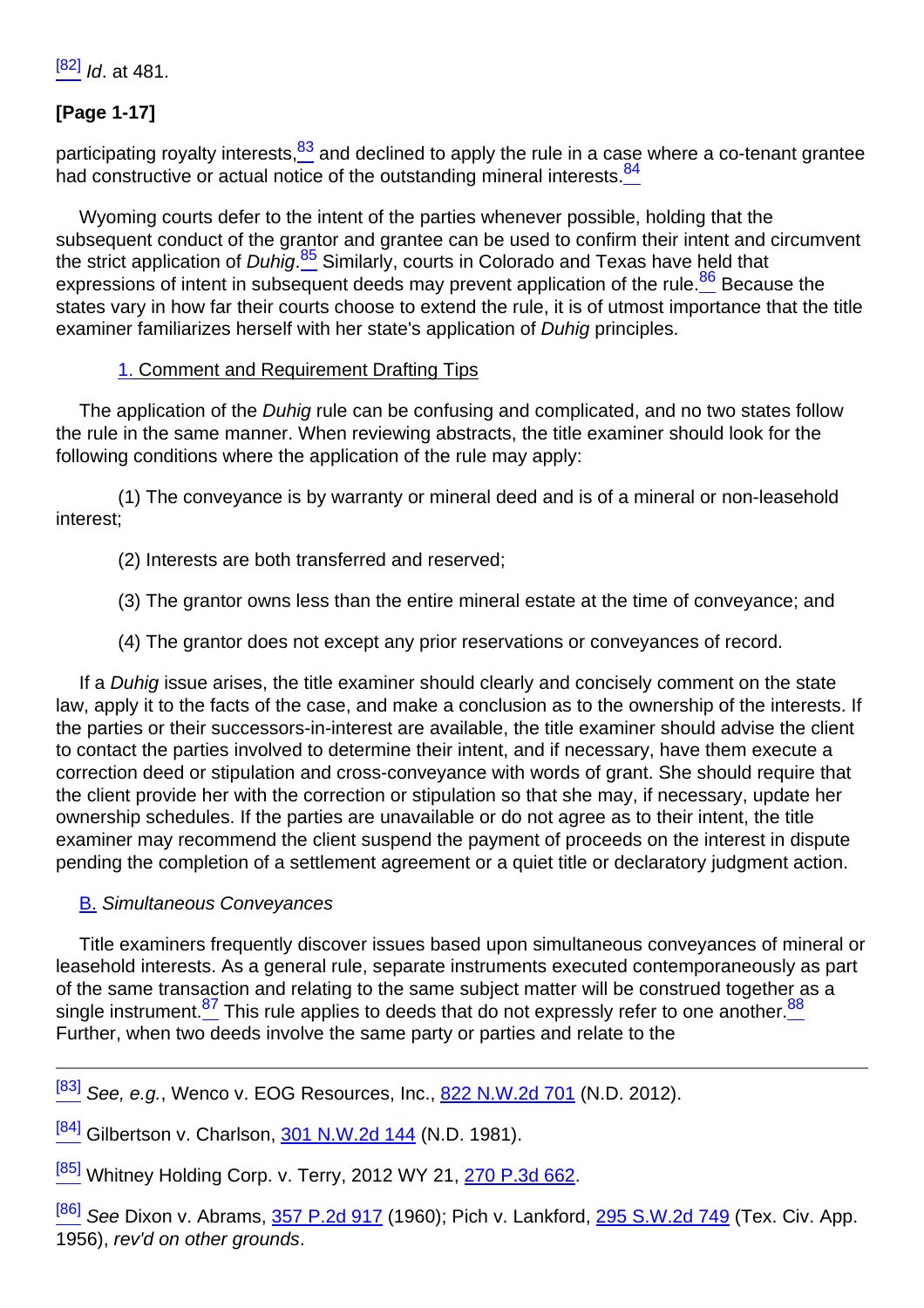[82] *Id*. at 481.

**[Page 1-17]**

participating royalty interests,[83] and declined to apply the rule in a case where a co-tenant grantee had constructive or actual notice of the outstanding mineral interests.[84]

Wyoming courts defer to the intent of the parties whenever possible, holding that the subsequent conduct of the grantor and grantee can be used to confirm their intent and circumvent the strict application of *Duhig*.[85] Similarly, courts in Colorado and Texas have held that expressions of intent in subsequent deeds may prevent application of the rule.[86] Because the states vary in how far their courts choose to extend the rule, it is of utmost importance that the title examiner familiarizes herself with her state's application of *Duhig* principles.

1. Comment and Requirement Drafting Tips

The application of the *Duhig* rule can be confusing and complicated, and no two states follow the rule in the same manner. When reviewing abstracts, the title examiner should look for the following conditions where the application of the rule may apply:

(1) The conveyance is by warranty or mineral deed and is of a mineral or non-leasehold interest;

(2) Interests are both transferred and reserved;

(3) The grantor owns less than the entire mineral estate at the time of conveyance; and

(4) The grantor does not except any prior reservations or conveyances of record.

If a *Duhig* issue arises, the title examiner should clearly and concisely comment on the state law, apply it to the facts of the case, and make a conclusion as to the ownership of the interests. If the parties or their successors-in-interest are available, the title examiner should advise the client to contact the parties involved to determine their intent, and if necessary, have them execute a correction deed or stipulation and cross-conveyance with words of grant. She should require that the client provide her with the correction or stipulation so that she may, if necessary, update her ownership schedules. If the parties are unavailable or do not agree as to their intent, the title examiner may recommend the client suspend the payment of proceeds on the interest in dispute pending the completion of a settlement agreement or a quiet title or declaratory judgment action.

B. *Simultaneous Conveyances*

Title examiners frequently discover issues based upon simultaneous conveyances of mineral or leasehold interests. As a general rule, separate instruments executed contemporaneously as part of the same transaction and relating to the same subject matter will be construed together as a single instrument.[87] This rule applies to deeds that do not expressly refer to one another.[88] Further, when two deeds involve the same party or parties and relate to the

---

[83] *See, e.g.*, Wenco v. EOG Resources, Inc., 822 N.W.2d 701 (N.D. 2012).

[84] Gilbertson v. Charlson, 301 N.W.2d 144 (N.D. 1981).

[85] Whitney Holding Corp. v. Terry, 2012 WY 21, 270 P.3d 662.

[86] *See* Dixon v. Abrams, 357 P.2d 917 (1960); Pich v. Lankford, 295 S.W.2d 749 (Tex. Civ. App. 1956), *rev'd on other grounds*.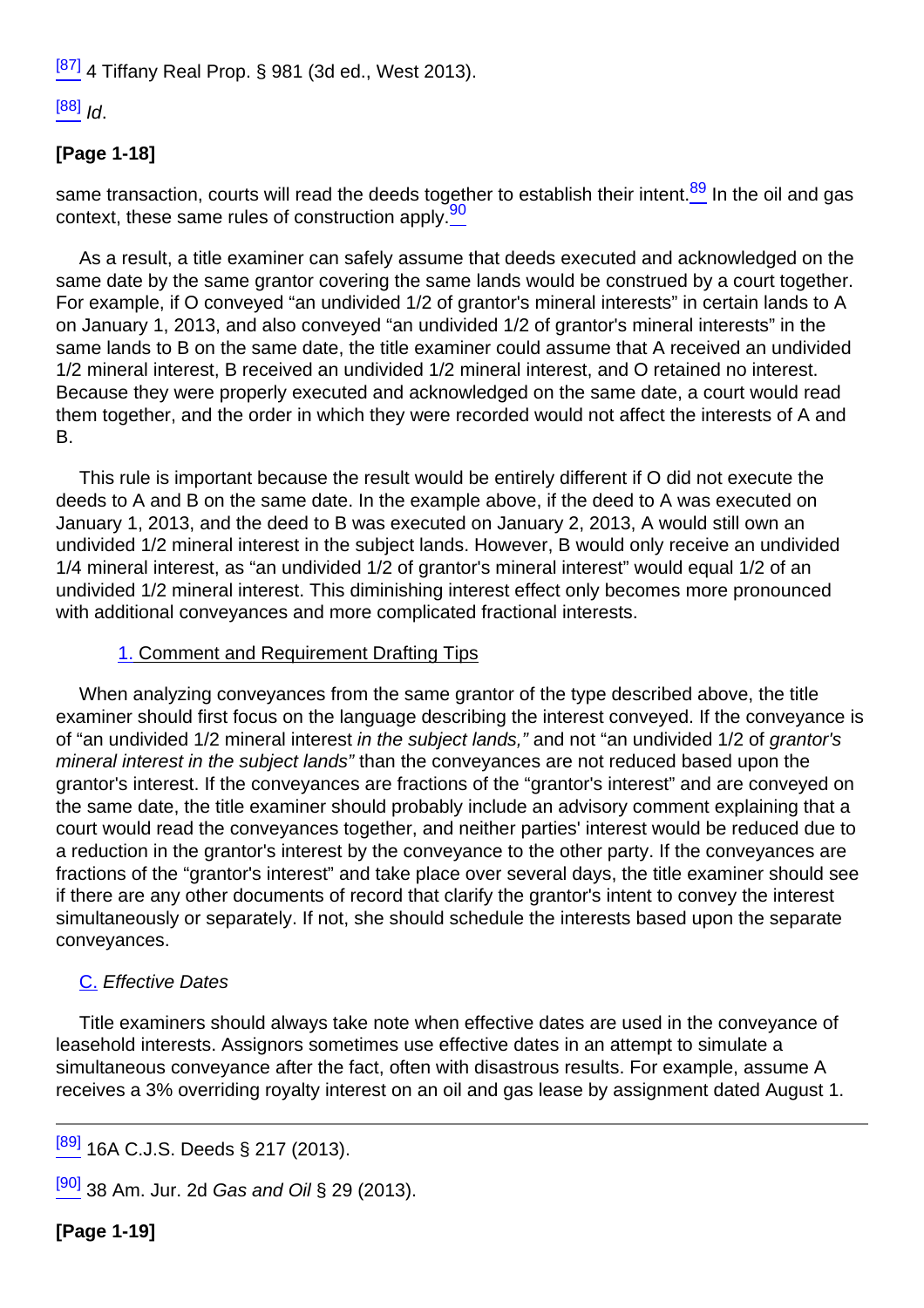[87] 4 Tiffany Real Prop. § 981 (3d ed., West 2013).

[88] *Id*.

same transaction, courts will read the deeds together to establish their intent.[89] In the oil and gas context, these same rules of construction apply.[90]

As a result, a title examiner can safely assume that deeds executed and acknowledged on the same date by the same grantor covering the same lands would be construed by a court together. For example, if O conveyed "an undivided 1/2 of grantor's mineral interests" in certain lands to A on January 1, 2013, and also conveyed "an undivided 1/2 of grantor's mineral interests" in the same lands to B on the same date, the title examiner could assume that A received an undivided 1/2 mineral interest, B received an undivided 1/2 mineral interest, and O retained no interest. Because they were properly executed and acknowledged on the same date, a court would read them together, and the order in which they were recorded would not affect the interests of A and B.

This rule is important because the result would be entirely different if O did not execute the deeds to A and B on the same date. In the example above, if the deed to A was executed on January 1, 2013, and the deed to B was executed on January 2, 2013, A would still own an undivided 1/2 mineral interest in the subject lands. However, B would only receive an undivided 1/4 mineral interest, as "an undivided 1/2 of grantor's mineral interest" would equal 1/2 of an undivided 1/2 mineral interest. This diminishing interest effect only becomes more pronounced with additional conveyances and more complicated fractional interests.

### 1. Comment and Requirement Drafting Tips

When analyzing conveyances from the same grantor of the type described above, the title examiner should first focus on the language describing the interest conveyed. If the conveyance is of "an undivided 1/2 mineral interest *in the subject lands,"* and not "an undivided 1/2 of *grantor's mineral interest in the subject lands"* than the conveyances are not reduced based upon the grantor's interest. If the conveyances are fractions of the "grantor's interest" and are conveyed on the same date, the title examiner should probably include an advisory comment explaining that a court would read the conveyances together, and neither parties' interest would be reduced due to a reduction in the grantor's interest by the conveyance to the other party. If the conveyances are fractions of the "grantor's interest" and take place over several days, the title examiner should see if there are any other documents of record that clarify the grantor's intent to convey the interest simultaneously or separately. If not, she should schedule the interests based upon the separate conveyances.

## C. *Effective Dates*

Title examiners should always take note when effective dates are used in the conveyance of leasehold interests. Assignors sometimes use effective dates in an attempt to simulate a simultaneous conveyance after the fact, often with disastrous results. For example, assume A receives a 3% overriding royalty interest on an oil and gas lease by assignment dated August 1.

[89] 16A C.J.S. Deeds § 217 (2013).

[90] 38 Am. Jur. 2d *Gas and Oil* § 29 (2013).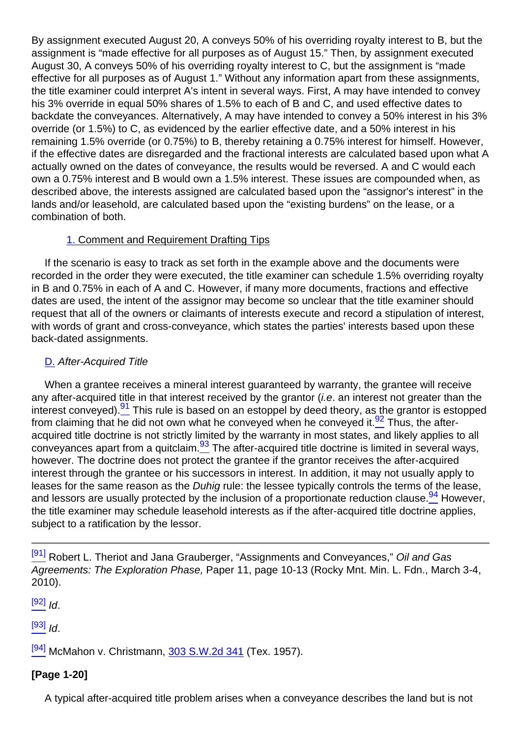By assignment executed August 20, A conveys 50% of his overriding royalty interest to B, but the assignment is "made effective for all purposes as of August 15." Then, by assignment executed August 30, A conveys 50% of his overriding royalty interest to C, but the assignment is "made effective for all purposes as of August 1." Without any information apart from these assignments, the title examiner could interpret A's intent in several ways. First, A may have intended to convey his 3% override in equal 50% shares of 1.5% to each of B and C, and used effective dates to backdate the conveyances. Alternatively, A may have intended to convey a 50% interest in his 3% override (or 1.5%) to C, as evidenced by the earlier effective date, and a 50% interest in his remaining 1.5% override (or 0.75%) to B, thereby retaining a 0.75% interest for himself. However, if the effective dates are disregarded and the fractional interests are calculated based upon what A actually owned on the dates of conveyance, the results would be reversed. A and C would each own a 0.75% interest and B would own a 1.5% interest. These issues are compounded when, as described above, the interests assigned are calculated based upon the "assignor's interest" in the lands and/or leasehold, are calculated based upon the "existing burdens" on the lease, or a combination of both.

### 1. Comment and Requirement Drafting Tips

If the scenario is easy to track as set forth in the example above and the documents were recorded in the order they were executed, the title examiner can schedule 1.5% overriding royalty in B and 0.75% in each of A and C. However, if many more documents, fractions and effective dates are used, the intent of the assignor may become so unclear that the title examiner should request that all of the owners or claimants of interests execute and record a stipulation of interest, with words of grant and cross-conveyance, which states the parties' interests based upon these back-dated assignments.

## D. *After-Acquired Title*

When a grantee receives a mineral interest guaranteed by warranty, the grantee will receive any after-acquired title in that interest received by the grantor (*i.e*. an interest not greater than the interest conveyed).[91] This rule is based on an estoppel by deed theory, as the grantor is estopped from claiming that he did not own what he conveyed when he conveyed it.[92] Thus, the after-acquired title doctrine is not strictly limited by the warranty in most states, and likely applies to all conveyances apart from a quitclaim.[93] The after-acquired title doctrine is limited in several ways, however. The doctrine does not protect the grantee if the grantor receives the after-acquired interest through the grantee or his successors in interest. In addition, it may not usually apply to leases for the same reason as the *Duhig* rule: the lessee typically controls the terms of the lease, and lessors are usually protected by the inclusion of a proportionate reduction clause.[94] However, the title examiner may schedule leasehold interests as if the after-acquired title doctrine applies, subject to a ratification by the lessor.

---

[91] Robert L. Theriot and Jana Grauberger, "Assignments and Conveyances," *Oil and Gas Agreements: The Exploration Phase,* Paper 11, page 10-13 (Rocky Mnt. Min. L. Fdn., March 3-4, 2010).

[92] *Id*.

[93] *Id*.

[94] McMahon v. Christmann, 303 S.W.2d 341 (Tex. 1957).

**[Page 1-20]**

A typical after-acquired title problem arises when a conveyance describes the land but is not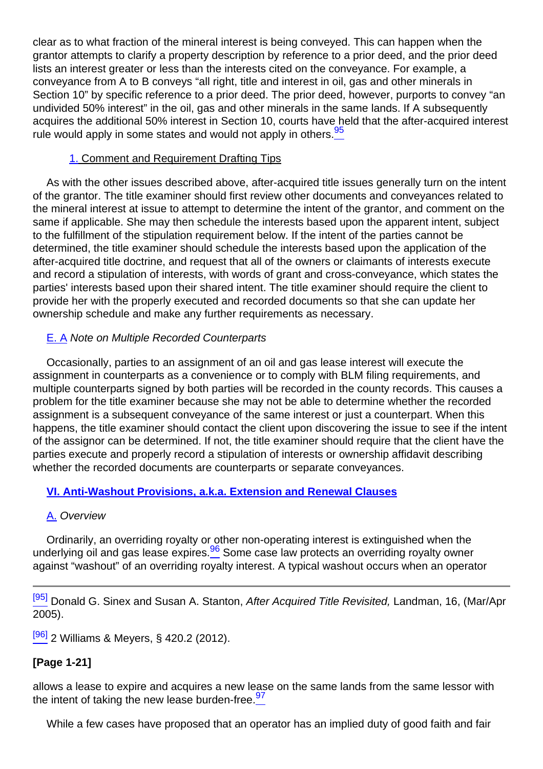clear as to what fraction of the mineral interest is being conveyed. This can happen when the grantor attempts to clarify a property description by reference to a prior deed, and the prior deed lists an interest greater or less than the interests cited on the conveyance. For example, a conveyance from A to B conveys "all right, title and interest in oil, gas and other minerals in Section 10" by specific reference to a prior deed. The prior deed, however, purports to convey "an undivided 50% interest" in the oil, gas and other minerals in the same lands. If A subsequently acquires the additional 50% interest in Section 10, courts have held that the after-acquired interest rule would apply in some states and would not apply in others.[95]

#### 1. Comment and Requirement Drafting Tips

As with the other issues described above, after-acquired title issues generally turn on the intent of the grantor. The title examiner should first review other documents and conveyances related to the mineral interest at issue to attempt to determine the intent of the grantor, and comment on the same if applicable. She may then schedule the interests based upon the apparent intent, subject to the fulfillment of the stipulation requirement below. If the intent of the parties cannot be determined, the title examiner should schedule the interests based upon the application of the after-acquired title doctrine, and request that all of the owners or claimants of interests execute and record a stipulation of interests, with words of grant and cross-conveyance, which states the parties' interests based upon their shared intent. The title examiner should require the client to provide her with the properly executed and recorded documents so that she can update her ownership schedule and make any further requirements as necessary.

### E. A *Note on Multiple Recorded Counterparts*

Occasionally, parties to an assignment of an oil and gas lease interest will execute the assignment in counterparts as a convenience or to comply with BLM filing requirements, and multiple counterparts signed by both parties will be recorded in the county records. This causes a problem for the title examiner because she may not be able to determine whether the recorded assignment is a subsequent conveyance of the same interest or just a counterpart. When this happens, the title examiner should contact the client upon discovering the issue to see if the intent of the assignor can be determined. If not, the title examiner should require that the client have the parties execute and properly record a stipulation of interests or ownership affidavit describing whether the recorded documents are counterparts or separate conveyances.

## VI. Anti-Washout Provisions, a.k.a. Extension and Renewal Clauses

### A. *Overview*

Ordinarily, an overriding royalty or other non-operating interest is extinguished when the underlying oil and gas lease expires.[96] Some case law protects an overriding royalty owner against "washout" of an overriding royalty interest. A typical washout occurs when an operator

[95] Donald G. Sinex and Susan A. Stanton, *After Acquired Title Revisited,* Landman, 16, (Mar/Apr 2005).

[96] 2 Williams & Meyers, § 420.2 (2012).

**[Page 1-21]**

allows a lease to expire and acquires a new lease on the same lands from the same lessor with the intent of taking the new lease burden-free.[97]

While a few cases have proposed that an operator has an implied duty of good faith and fair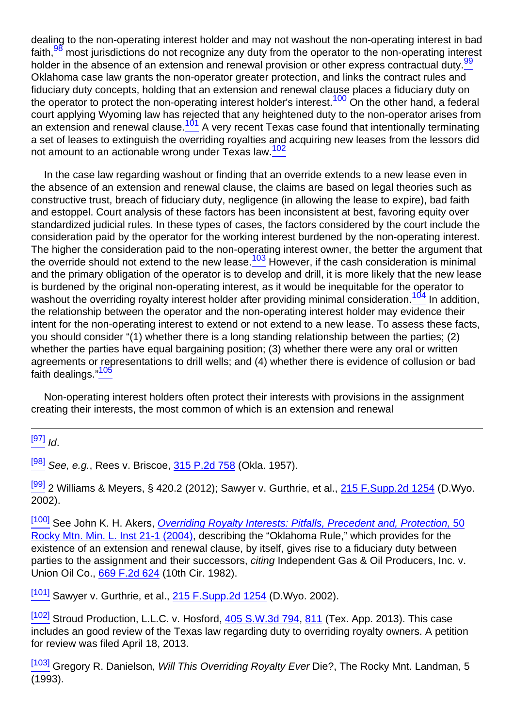dealing to the non-operating interest holder and may not washout the non-operating interest in bad faith,[98] most jurisdictions do not recognize any duty from the operator to the non-operating interest holder in the absence of an extension and renewal provision or other express contractual duty.[99] Oklahoma case law grants the non-operator greater protection, and links the contract rules and fiduciary duty concepts, holding that an extension and renewal clause places a fiduciary duty on the operator to protect the non-operating interest holder's interest.[100] On the other hand, a federal court applying Wyoming law has rejected that any heightened duty to the non-operator arises from an extension and renewal clause.[101] A very recent Texas case found that intentionally terminating a set of leases to extinguish the overriding royalties and acquiring new leases from the lessors did not amount to an actionable wrong under Texas law.[102]

In the case law regarding washout or finding that an override extends to a new lease even in the absence of an extension and renewal clause, the claims are based on legal theories such as constructive trust, breach of fiduciary duty, negligence (in allowing the lease to expire), bad faith and estoppel. Court analysis of these factors has been inconsistent at best, favoring equity over standardized judicial rules. In these types of cases, the factors considered by the court include the consideration paid by the operator for the working interest burdened by the non-operating interest. The higher the consideration paid to the non-operating interest owner, the better the argument that the override should not extend to the new lease.[103] However, if the cash consideration is minimal and the primary obligation of the operator is to develop and drill, it is more likely that the new lease is burdened by the original non-operating interest, as it would be inequitable for the operator to washout the overriding royalty interest holder after providing minimal consideration.[104] In addition, the relationship between the operator and the non-operating interest holder may evidence their intent for the non-operating interest to extend or not extend to a new lease. To assess these facts, you should consider "(1) whether there is a long standing relationship between the parties; (2) whether the parties have equal bargaining position; (3) whether there were any oral or written agreements or representations to drill wells; and (4) whether there is evidence of collusion or bad faith dealings."[105]

Non-operating interest holders often protect their interests with provisions in the assignment creating their interests, the most common of which is an extension and renewal

---

[97] *Id*.

[98] *See, e.g.*, Rees v. Briscoe, 315 P.2d 758 (Okla. 1957).

[99] 2 Williams & Meyers, § 420.2 (2012); Sawyer v. Gurthrie, et al., 215 F.Supp.2d 1254 (D.Wyo. 2002).

[100] See John K. H. Akers, *Overriding Royalty Interests: Pitfalls, Precedent and, Protection,* 50 Rocky Mtn. Min. L. Inst 21-1 (2004), describing the "Oklahoma Rule," which provides for the existence of an extension and renewal clause, by itself, gives rise to a fiduciary duty between parties to the assignment and their successors, *citing* Independent Gas & Oil Producers, Inc. v. Union Oil Co., 669 F.2d 624 (10th Cir. 1982).

[101] Sawyer v. Gurthrie, et al., 215 F.Supp.2d 1254 (D.Wyo. 2002).

[102] Stroud Production, L.L.C. v. Hosford, 405 S.W.3d 794, 811 (Tex. App. 2013). This case includes an good review of the Texas law regarding duty to overriding royalty owners. A petition for review was filed April 18, 2013.

[103] Gregory R. Danielson, *Will This Overriding Royalty Ever* Die?, The Rocky Mnt. Landman, 5 (1993).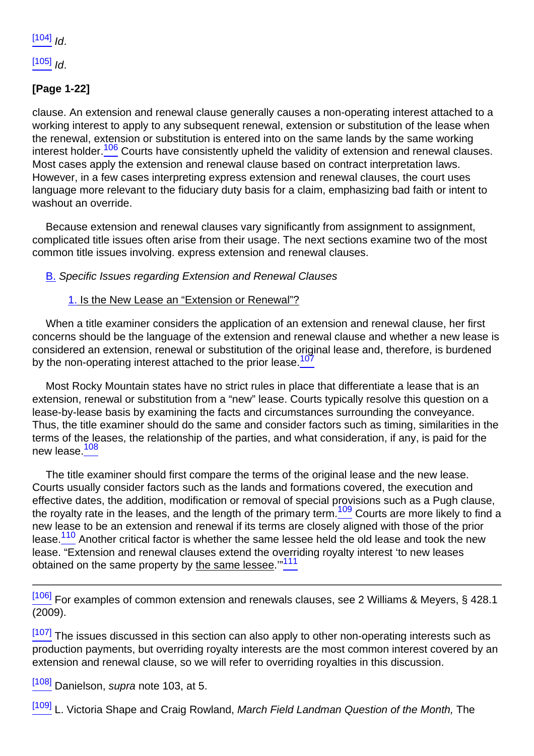[104] *Id*.

[105] *Id*.

**[Page 1-22]**

clause. An extension and renewal clause generally causes a non-operating interest attached to a working interest to apply to any subsequent renewal, extension or substitution of the lease when the renewal, extension or substitution is entered into on the same lands by the same working interest holder.[106] Courts have consistently upheld the validity of extension and renewal clauses. Most cases apply the extension and renewal clause based on contract interpretation laws. However, in a few cases interpreting express extension and renewal clauses, the court uses language more relevant to the fiduciary duty basis for a claim, emphasizing bad faith or intent to washout an override.

Because extension and renewal clauses vary significantly from assignment to assignment, complicated title issues often arise from their usage. The next sections examine two of the most common title issues involving. express extension and renewal clauses.

B. *Specific Issues regarding Extension and Renewal Clauses*

1. Is the New Lease an "Extension or Renewal"?

When a title examiner considers the application of an extension and renewal clause, her first concerns should be the language of the extension and renewal clause and whether a new lease is considered an extension, renewal or substitution of the original lease and, therefore, is burdened by the non-operating interest attached to the prior lease.[107]

Most Rocky Mountain states have no strict rules in place that differentiate a lease that is an extension, renewal or substitution from a "new" lease. Courts typically resolve this question on a lease-by-lease basis by examining the facts and circumstances surrounding the conveyance. Thus, the title examiner should do the same and consider factors such as timing, similarities in the terms of the leases, the relationship of the parties, and what consideration, if any, is paid for the new lease.[108]

The title examiner should first compare the terms of the original lease and the new lease. Courts usually consider factors such as the lands and formations covered, the execution and effective dates, the addition, modification or removal of special provisions such as a Pugh clause, the royalty rate in the leases, and the length of the primary term.[109] Courts are more likely to find a new lease to be an extension and renewal if its terms are closely aligned with those of the prior lease.[110] Another critical factor is whether the same lessee held the old lease and took the new lease. "Extension and renewal clauses extend the overriding royalty interest 'to new leases obtained on the same property by the same lessee.'"[111]

---

[106] For examples of common extension and renewals clauses, see 2 Williams & Meyers, § 428.1 (2009).

[107] The issues discussed in this section can also apply to other non-operating interests such as production payments, but overriding royalty interests are the most common interest covered by an extension and renewal clause, so we will refer to overriding royalties in this discussion.

[108] Danielson, *supra* note 103, at 5.

[109] L. Victoria Shape and Craig Rowland, *March Field Landman Question of the Month,* The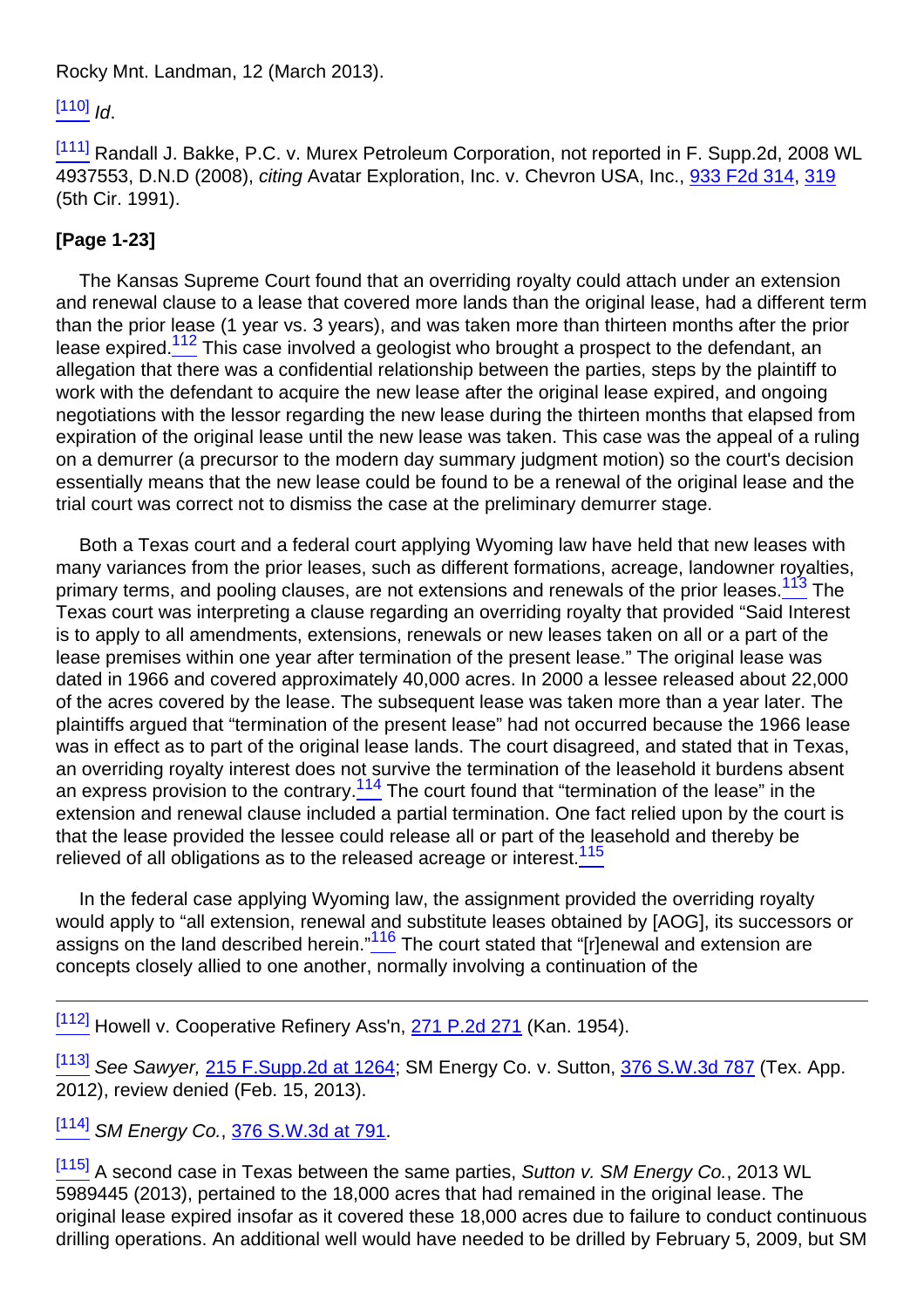Rocky Mnt. Landman, 12 (March 2013).

[110] *Id*.

[111] Randall J. Bakke, P.C. v. Murex Petroleum Corporation, not reported in F. Supp.2d, 2008 WL 4937553, D.N.D (2008), *citing* Avatar Exploration, Inc. v. Chevron USA, Inc., 933 F2d 314, 319 (5th Cir. 1991).

**[Page 1-23]**

The Kansas Supreme Court found that an overriding royalty could attach under an extension and renewal clause to a lease that covered more lands than the original lease, had a different term than the prior lease (1 year vs. 3 years), and was taken more than thirteen months after the prior lease expired.[112] This case involved a geologist who brought a prospect to the defendant, an allegation that there was a confidential relationship between the parties, steps by the plaintiff to work with the defendant to acquire the new lease after the original lease expired, and ongoing negotiations with the lessor regarding the new lease during the thirteen months that elapsed from expiration of the original lease until the new lease was taken. This case was the appeal of a ruling on a demurrer (a precursor to the modern day summary judgment motion) so the court's decision essentially means that the new lease could be found to be a renewal of the original lease and the trial court was correct not to dismiss the case at the preliminary demurrer stage.

Both a Texas court and a federal court applying Wyoming law have held that new leases with many variances from the prior leases, such as different formations, acreage, landowner royalties, primary terms, and pooling clauses, are not extensions and renewals of the prior leases.[113] The Texas court was interpreting a clause regarding an overriding royalty that provided "Said Interest is to apply to all amendments, extensions, renewals or new leases taken on all or a part of the lease premises within one year after termination of the present lease." The original lease was dated in 1966 and covered approximately 40,000 acres. In 2000 a lessee released about 22,000 of the acres covered by the lease. The subsequent lease was taken more than a year later. The plaintiffs argued that "termination of the present lease" had not occurred because the 1966 lease was in effect as to part of the original lease lands. The court disagreed, and stated that in Texas, an overriding royalty interest does not survive the termination of the leasehold it burdens absent an express provision to the contrary.[114] The court found that "termination of the lease" in the extension and renewal clause included a partial termination. One fact relied upon by the court is that the lease provided the lessee could release all or part of the leasehold and thereby be relieved of all obligations as to the released acreage or interest.[115]

In the federal case applying Wyoming law, the assignment provided the overriding royalty would apply to "all extension, renewal and substitute leases obtained by [AOG], its successors or assigns on the land described herein."[116] The court stated that "[r]enewal and extension are concepts closely allied to one another, normally involving a continuation of the

---

[112] Howell v. Cooperative Refinery Ass'n, 271 P.2d 271 (Kan. 1954).

[113] *See Sawyer,* 215 F.Supp.2d at 1264; SM Energy Co. v. Sutton, 376 S.W.3d 787 (Tex. App. 2012), review denied (Feb. 15, 2013).

[114] *SM Energy Co.*, 376 S.W.3d at 791.

[115] A second case in Texas between the same parties, *Sutton v. SM Energy Co.*, 2013 WL 5989445 (2013), pertained to the 18,000 acres that had remained in the original lease. The original lease expired insofar as it covered these 18,000 acres due to failure to conduct continuous drilling operations. An additional well would have needed to be drilled by February 5, 2009, but SM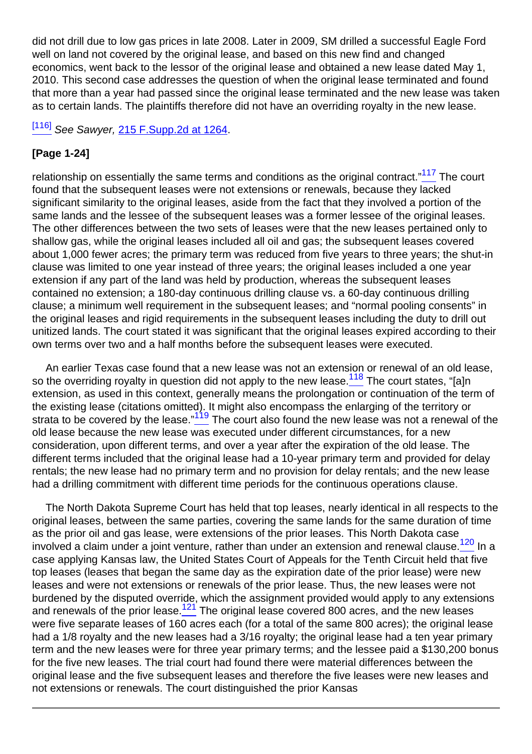did not drill due to low gas prices in late 2008. Later in 2009, SM drilled a successful Eagle Ford well on land not covered by the original lease, and based on this new find and changed economics, went back to the lessor of the original lease and obtained a new lease dated May 1, 2010. This second case addresses the question of when the original lease terminated and found that more than a year had passed since the original lease terminated and the new lease was taken as to certain lands. The plaintiffs therefore did not have an overriding royalty in the new lease.

[116] *See Sawyer,* 215 F.Supp.2d at 1264.

**[Page 1-24]**

relationship on essentially the same terms and conditions as the original contract."[117] The court found that the subsequent leases were not extensions or renewals, because they lacked significant similarity to the original leases, aside from the fact that they involved a portion of the same lands and the lessee of the subsequent leases was a former lessee of the original leases. The other differences between the two sets of leases were that the new leases pertained only to shallow gas, while the original leases included all oil and gas; the subsequent leases covered about 1,000 fewer acres; the primary term was reduced from five years to three years; the shut-in clause was limited to one year instead of three years; the original leases included a one year extension if any part of the land was held by production, whereas the subsequent leases contained no extension; a 180-day continuous drilling clause vs. a 60-day continuous drilling clause; a minimum well requirement in the subsequent leases; and "normal pooling consents" in the original leases and rigid requirements in the subsequent leases including the duty to drill out unitized lands. The court stated it was significant that the original leases expired according to their own terms over two and a half months before the subsequent leases were executed.

An earlier Texas case found that a new lease was not an extension or renewal of an old lease, so the overriding royalty in question did not apply to the new lease.[118] The court states, "[a]n extension, as used in this context, generally means the prolongation or continuation of the term of the existing lease (citations omitted). It might also encompass the enlarging of the territory or strata to be covered by the lease."[119] The court also found the new lease was not a renewal of the old lease because the new lease was executed under different circumstances, for a new consideration, upon different terms, and over a year after the expiration of the old lease. The different terms included that the original lease had a 10-year primary term and provided for delay rentals; the new lease had no primary term and no provision for delay rentals; and the new lease had a drilling commitment with different time periods for the continuous operations clause.

The North Dakota Supreme Court has held that top leases, nearly identical in all respects to the original leases, between the same parties, covering the same lands for the same duration of time as the prior oil and gas lease, were extensions of the prior leases. This North Dakota case involved a claim under a joint venture, rather than under an extension and renewal clause.[120] In a case applying Kansas law, the United States Court of Appeals for the Tenth Circuit held that five top leases (leases that began the same day as the expiration date of the prior lease) were new leases and were not extensions or renewals of the prior lease. Thus, the new leases were not burdened by the disputed override, which the assignment provided would apply to any extensions and renewals of the prior lease.[121] The original lease covered 800 acres, and the new leases were five separate leases of 160 acres each (for a total of the same 800 acres); the original lease had a 1/8 royalty and the new leases had a 3/16 royalty; the original lease had a ten year primary term and the new leases were for three year primary terms; and the lessee paid a $130,200 bonus for the five new leases. The trial court had found there were material differences between the original lease and the five subsequent leases and therefore the five leases were new leases and not extensions or renewals. The court distinguished the prior Kansas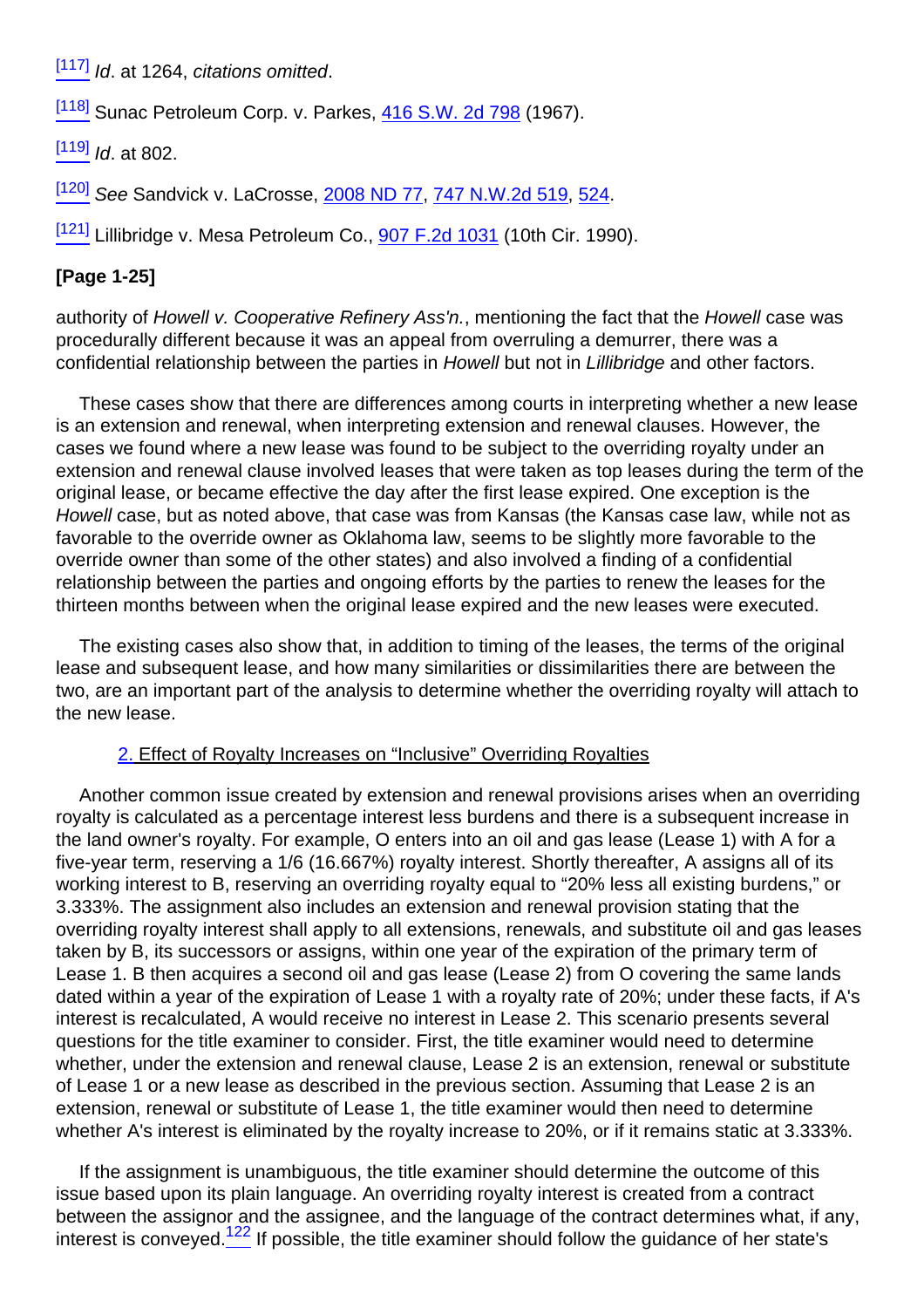[117] *Id*. at 1264, *citations omitted*.

[118] Sunac Petroleum Corp. v. Parkes, 416 S.W. 2d 798 (1967).

[119] *Id*. at 802.

[120] *See* Sandvick v. LaCrosse, 2008 ND 77, 747 N.W.2d 519, 524.

[121] Lillibridge v. Mesa Petroleum Co., 907 F.2d 1031 (10th Cir. 1990).

**[Page 1-25]**

authority of *Howell v. Cooperative Refinery Ass'n.*, mentioning the fact that the *Howell* case was procedurally different because it was an appeal from overruling a demurrer, there was a confidential relationship between the parties in *Howell* but not in *Lillibridge* and other factors.

These cases show that there are differences among courts in interpreting whether a new lease is an extension and renewal, when interpreting extension and renewal clauses. However, the cases we found where a new lease was found to be subject to the overriding royalty under an extension and renewal clause involved leases that were taken as top leases during the term of the original lease, or became effective the day after the first lease expired. One exception is the *Howell* case, but as noted above, that case was from Kansas (the Kansas case law, while not as favorable to the override owner as Oklahoma law, seems to be slightly more favorable to the override owner than some of the other states) and also involved a finding of a confidential relationship between the parties and ongoing efforts by the parties to renew the leases for the thirteen months between when the original lease expired and the new leases were executed.

The existing cases also show that, in addition to timing of the leases, the terms of the original lease and subsequent lease, and how many similarities or dissimilarities there are between the two, are an important part of the analysis to determine whether the overriding royalty will attach to the new lease.

### 2. Effect of Royalty Increases on "Inclusive" Overriding Royalties

Another common issue created by extension and renewal provisions arises when an overriding royalty is calculated as a percentage interest less burdens and there is a subsequent increase in the land owner's royalty. For example, O enters into an oil and gas lease (Lease 1) with A for a five-year term, reserving a 1/6 (16.667%) royalty interest. Shortly thereafter, A assigns all of its working interest to B, reserving an overriding royalty equal to "20% less all existing burdens," or 3.333%. The assignment also includes an extension and renewal provision stating that the overriding royalty interest shall apply to all extensions, renewals, and substitute oil and gas leases taken by B, its successors or assigns, within one year of the expiration of the primary term of Lease 1. B then acquires a second oil and gas lease (Lease 2) from O covering the same lands dated within a year of the expiration of Lease 1 with a royalty rate of 20%; under these facts, if A's interest is recalculated, A would receive no interest in Lease 2. This scenario presents several questions for the title examiner to consider. First, the title examiner would need to determine whether, under the extension and renewal clause, Lease 2 is an extension, renewal or substitute of Lease 1 or a new lease as described in the previous section. Assuming that Lease 2 is an extension, renewal or substitute of Lease 1, the title examiner would then need to determine whether A's interest is eliminated by the royalty increase to 20%, or if it remains static at 3.333%.

If the assignment is unambiguous, the title examiner should determine the outcome of this issue based upon its plain language. An overriding royalty interest is created from a contract between the assignor and the assignee, and the language of the contract determines what, if any, interest is conveyed.[122] If possible, the title examiner should follow the guidance of her state's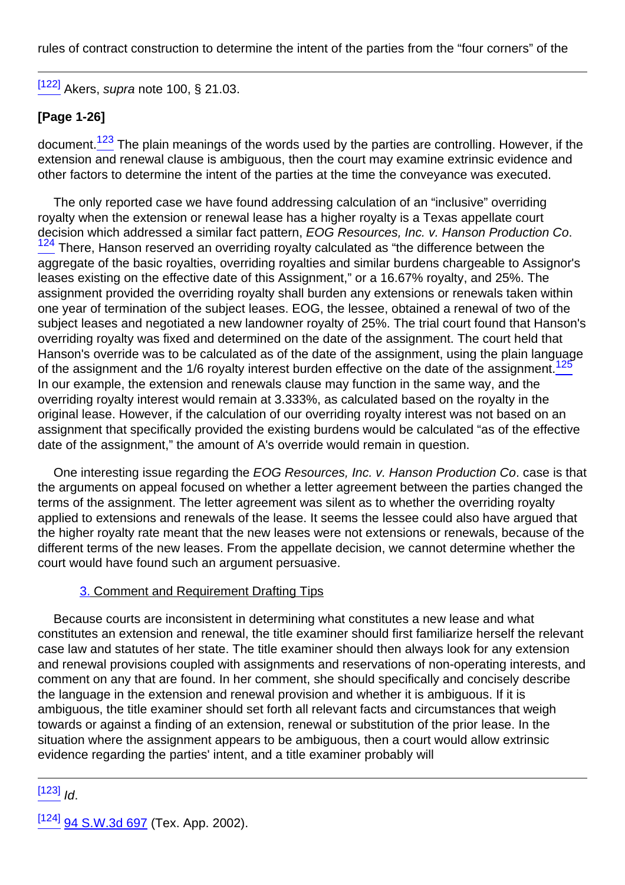rules of contract construction to determine the intent of the parties from the "four corners" of the

---

[122] Akers, *supra* note 100, § 21.03.

**[Page 1-26]**

document.[123] The plain meanings of the words used by the parties are controlling. However, if the extension and renewal clause is ambiguous, then the court may examine extrinsic evidence and other factors to determine the intent of the parties at the time the conveyance was executed.

The only reported case we have found addressing calculation of an "inclusive" overriding royalty when the extension or renewal lease has a higher royalty is a Texas appellate court decision which addressed a similar fact pattern, *EOG Resources, Inc. v. Hanson Production Co*.[124] There, Hanson reserved an overriding royalty calculated as "the difference between the aggregate of the basic royalties, overriding royalties and similar burdens chargeable to Assignor's leases existing on the effective date of this Assignment," or a 16.67% royalty, and 25%. The assignment provided the overriding royalty shall burden any extensions or renewals taken within one year of termination of the subject leases. EOG, the lessee, obtained a renewal of two of the subject leases and negotiated a new landowner royalty of 25%. The trial court found that Hanson's overriding royalty was fixed and determined on the date of the assignment. The court held that Hanson's override was to be calculated as of the date of the assignment, using the plain language of the assignment and the 1/6 royalty interest burden effective on the date of the assignment.[125] In our example, the extension and renewals clause may function in the same way, and the overriding royalty interest would remain at 3.333%, as calculated based on the royalty in the original lease. However, if the calculation of our overriding royalty interest was not based on an assignment that specifically provided the existing burdens would be calculated "as of the effective date of the assignment," the amount of A's override would remain in question.

One interesting issue regarding the *EOG Resources, Inc. v. Hanson Production Co*. case is that the arguments on appeal focused on whether a letter agreement between the parties changed the terms of the assignment. The letter agreement was silent as to whether the overriding royalty applied to extensions and renewals of the lease. It seems the lessee could also have argued that the higher royalty rate meant that the new leases were not extensions or renewals, because of the different terms of the new leases. From the appellate decision, we cannot determine whether the court would have found such an argument persuasive.

### 3. Comment and Requirement Drafting Tips

Because courts are inconsistent in determining what constitutes a new lease and what constitutes an extension and renewal, the title examiner should first familiarize herself the relevant case law and statutes of her state. The title examiner should then always look for any extension and renewal provisions coupled with assignments and reservations of non-operating interests, and comment on any that are found. In her comment, she should specifically and concisely describe the language in the extension and renewal provision and whether it is ambiguous. If it is ambiguous, the title examiner should set forth all relevant facts and circumstances that weigh towards or against a finding of an extension, renewal or substitution of the prior lease. In the situation where the assignment appears to be ambiguous, then a court would allow extrinsic evidence regarding the parties' intent, and a title examiner probably will

---

[123] *Id*.

[124] 94 S.W.3d 697 (Tex. App. 2002).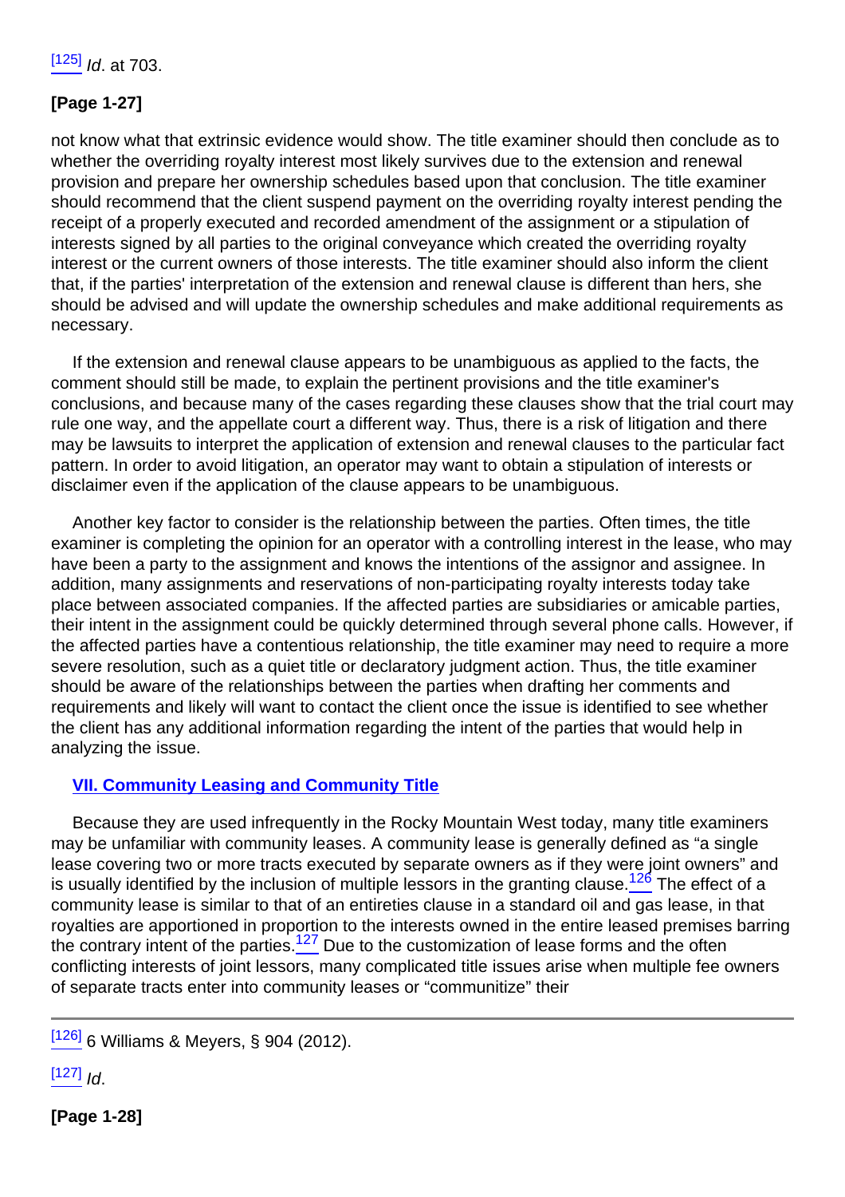[125] *Id*. at 703.

**[Page 1-27]**

not know what that extrinsic evidence would show. The title examiner should then conclude as to whether the overriding royalty interest most likely survives due to the extension and renewal provision and prepare her ownership schedules based upon that conclusion. The title examiner should recommend that the client suspend payment on the overriding royalty interest pending the receipt of a properly executed and recorded amendment of the assignment or a stipulation of interests signed by all parties to the original conveyance which created the overriding royalty interest or the current owners of those interests. The title examiner should also inform the client that, if the parties' interpretation of the extension and renewal clause is different than hers, she should be advised and will update the ownership schedules and make additional requirements as necessary.

If the extension and renewal clause appears to be unambiguous as applied to the facts, the comment should still be made, to explain the pertinent provisions and the title examiner's conclusions, and because many of the cases regarding these clauses show that the trial court may rule one way, and the appellate court a different way. Thus, there is a risk of litigation and there may be lawsuits to interpret the application of extension and renewal clauses to the particular fact pattern. In order to avoid litigation, an operator may want to obtain a stipulation of interests or disclaimer even if the application of the clause appears to be unambiguous.

Another key factor to consider is the relationship between the parties. Often times, the title examiner is completing the opinion for an operator with a controlling interest in the lease, who may have been a party to the assignment and knows the intentions of the assignor and assignee. In addition, many assignments and reservations of non-participating royalty interests today take place between associated companies. If the affected parties are subsidiaries or amicable parties, their intent in the assignment could be quickly determined through several phone calls. However, if the affected parties have a contentious relationship, the title examiner may need to require a more severe resolution, such as a quiet title or declaratory judgment action. Thus, the title examiner should be aware of the relationships between the parties when drafting her comments and requirements and likely will want to contact the client once the issue is identified to see whether the client has any additional information regarding the intent of the parties that would help in analyzing the issue.

## VII. Community Leasing and Community Title

Because they are used infrequently in the Rocky Mountain West today, many title examiners may be unfamiliar with community leases. A community lease is generally defined as “a single lease covering two or more tracts executed by separate owners as if they were joint owners” and is usually identified by the inclusion of multiple lessors in the granting clause.[126] The effect of a community lease is similar to that of an entireties clause in a standard oil and gas lease, in that royalties are apportioned in proportion to the interests owned in the entire leased premises barring the contrary intent of the parties.[127] Due to the customization of lease forms and the often conflicting interests of joint lessors, many complicated title issues arise when multiple fee owners of separate tracts enter into community leases or “communitize” their

---

[126] 6 Williams & Meyers, § 904 (2012).

[127] *Id*.

**[Page 1-28]**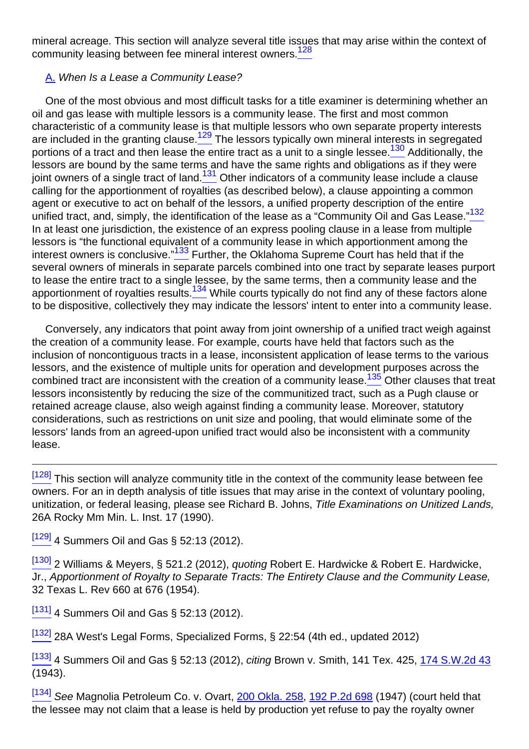mineral acreage. This section will analyze several title issues that may arise within the context of community leasing between fee mineral interest owners.[128]

### A. *When Is a Lease a Community Lease?*

One of the most obvious and most difficult tasks for a title examiner is determining whether an oil and gas lease with multiple lessors is a community lease. The first and most common characteristic of a community lease is that multiple lessors who own separate property interests are included in the granting clause.[129] The lessors typically own mineral interests in segregated portions of a tract and then lease the entire tract as a unit to a single lessee.[130] Additionally, the lessors are bound by the same terms and have the same rights and obligations as if they were joint owners of a single tract of land.[131] Other indicators of a community lease include a clause calling for the apportionment of royalties (as described below), a clause appointing a common agent or executive to act on behalf of the lessors, a unified property description of the entire unified tract, and, simply, the identification of the lease as a "Community Oil and Gas Lease."[132] In at least one jurisdiction, the existence of an express pooling clause in a lease from multiple lessors is "the functional equivalent of a community lease in which apportionment among the interest owners is conclusive."[133] Further, the Oklahoma Supreme Court has held that if the several owners of minerals in separate parcels combined into one tract by separate leases purport to lease the entire tract to a single lessee, by the same terms, then a community lease and the apportionment of royalties results.[134] While courts typically do not find any of these factors alone to be dispositive, collectively they may indicate the lessors' intent to enter into a community lease.

Conversely, any indicators that point away from joint ownership of a unified tract weigh against the creation of a community lease. For example, courts have held that factors such as the inclusion of noncontiguous tracts in a lease, inconsistent application of lease terms to the various lessors, and the existence of multiple units for operation and development purposes across the combined tract are inconsistent with the creation of a community lease.[135] Other clauses that treat lessors inconsistently by reducing the size of the communitized tract, such as a Pugh clause or retained acreage clause, also weigh against finding a community lease. Moreover, statutory considerations, such as restrictions on unit size and pooling, that would eliminate some of the lessors' lands from an agreed-upon unified tract would also be inconsistent with a community lease.

---

[128] This section will analyze community title in the context of the community lease between fee owners. For an in depth analysis of title issues that may arise in the context of voluntary pooling, unitization, or federal leasing, please see Richard B. Johns, *Title Examinations on Unitized Lands,* 26A Rocky Mm Min. L. Inst. 17 (1990).

[129] 4 Summers Oil and Gas § 52:13 (2012).

[130] 2 Williams & Meyers, § 521.2 (2012), *quoting* Robert E. Hardwicke & Robert E. Hardwicke, Jr., *Apportionment of Royalty to Separate Tracts: The Entirety Clause and the Community Lease,* 32 Texas L. Rev 660 at 676 (1954).

[131] 4 Summers Oil and Gas § 52:13 (2012).

[132] 28A West's Legal Forms, Specialized Forms, § 22:54 (4th ed., updated 2012)

[133] 4 Summers Oil and Gas § 52:13 (2012), *citing* Brown v. Smith, 141 Tex. 425, 174 S.W.2d 43 (1943).

[134] *See* Magnolia Petroleum Co. v. Ovart, 200 Okla. 258, 192 P.2d 698 (1947) (court held that the lessee may not claim that a lease is held by production yet refuse to pay the royalty owner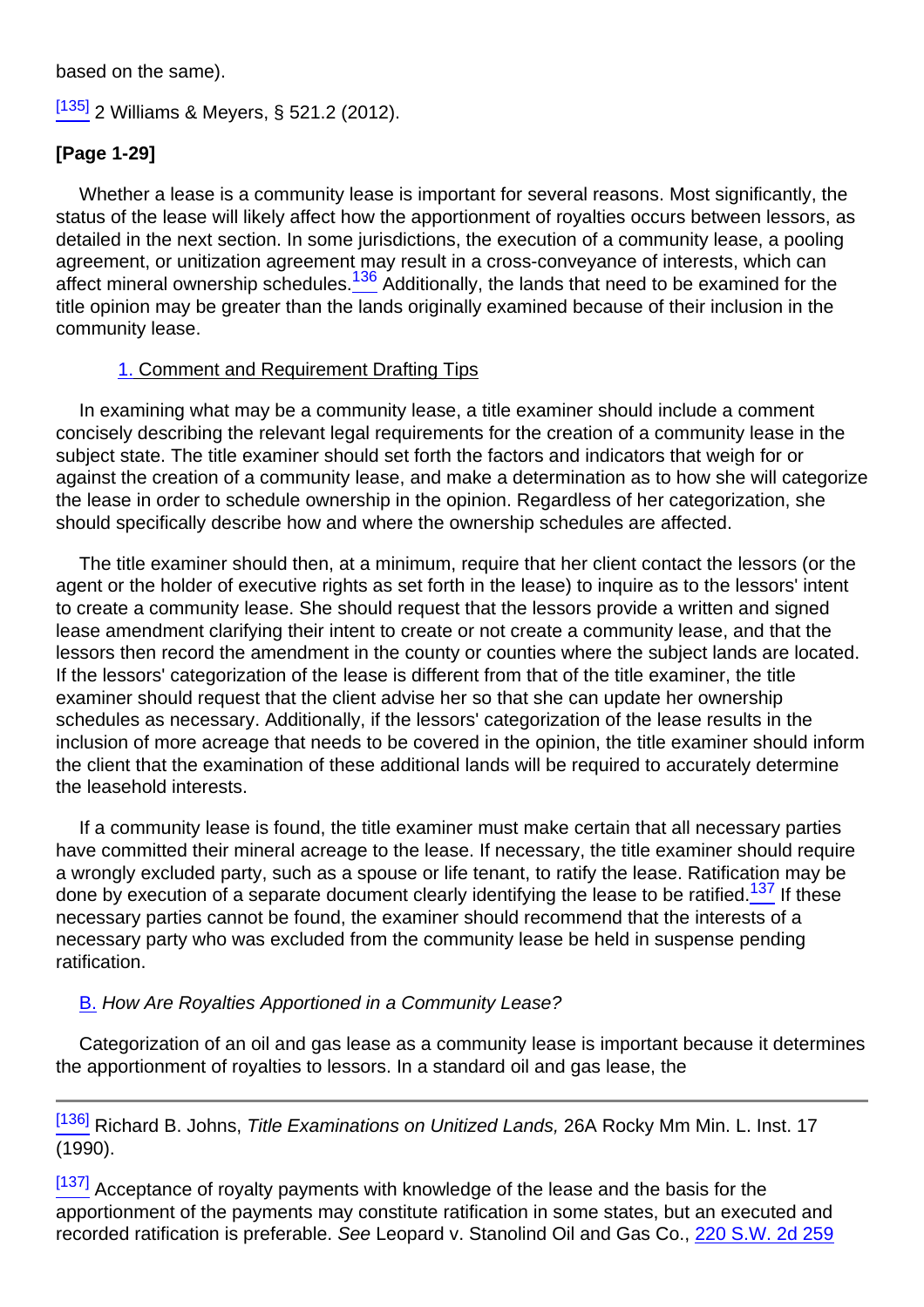based on the same).

[135] 2 Williams & Meyers, § 521.2 (2012).

**[Page 1-29]**

Whether a lease is a community lease is important for several reasons. Most significantly, the status of the lease will likely affect how the apportionment of royalties occurs between lessors, as detailed in the next section. In some jurisdictions, the execution of a community lease, a pooling agreement, or unitization agreement may result in a cross-conveyance of interests, which can affect mineral ownership schedules.[136] Additionally, the lands that need to be examined for the title opinion may be greater than the lands originally examined because of their inclusion in the community lease.

1. Comment and Requirement Drafting Tips

In examining what may be a community lease, a title examiner should include a comment concisely describing the relevant legal requirements for the creation of a community lease in the subject state. The title examiner should set forth the factors and indicators that weigh for or against the creation of a community lease, and make a determination as to how she will categorize the lease in order to schedule ownership in the opinion. Regardless of her categorization, she should specifically describe how and where the ownership schedules are affected.

The title examiner should then, at a minimum, require that her client contact the lessors (or the agent or the holder of executive rights as set forth in the lease) to inquire as to the lessors' intent to create a community lease. She should request that the lessors provide a written and signed lease amendment clarifying their intent to create or not create a community lease, and that the lessors then record the amendment in the county or counties where the subject lands are located. If the lessors' categorization of the lease is different from that of the title examiner, the title examiner should request that the client advise her so that she can update her ownership schedules as necessary. Additionally, if the lessors' categorization of the lease results in the inclusion of more acreage that needs to be covered in the opinion, the title examiner should inform the client that the examination of these additional lands will be required to accurately determine the leasehold interests.

If a community lease is found, the title examiner must make certain that all necessary parties have committed their mineral acreage to the lease. If necessary, the title examiner should require a wrongly excluded party, such as a spouse or life tenant, to ratify the lease. Ratification may be done by execution of a separate document clearly identifying the lease to be ratified.[137] If these necessary parties cannot be found, the examiner should recommend that the interests of a necessary party who was excluded from the community lease be held in suspense pending ratification.

B. *How Are Royalties Apportioned in a Community Lease?*

Categorization of an oil and gas lease as a community lease is important because it determines the apportionment of royalties to lessors. In a standard oil and gas lease, the

---

[136] Richard B. Johns, *Title Examinations on Unitized Lands,* 26A Rocky Mm Min. L. Inst. 17 (1990).

[137] Acceptance of royalty payments with knowledge of the lease and the basis for the apportionment of the payments may constitute ratification in some states, but an executed and recorded ratification is preferable. *See* Leopard v. Stanolind Oil and Gas Co., 220 S.W. 2d 259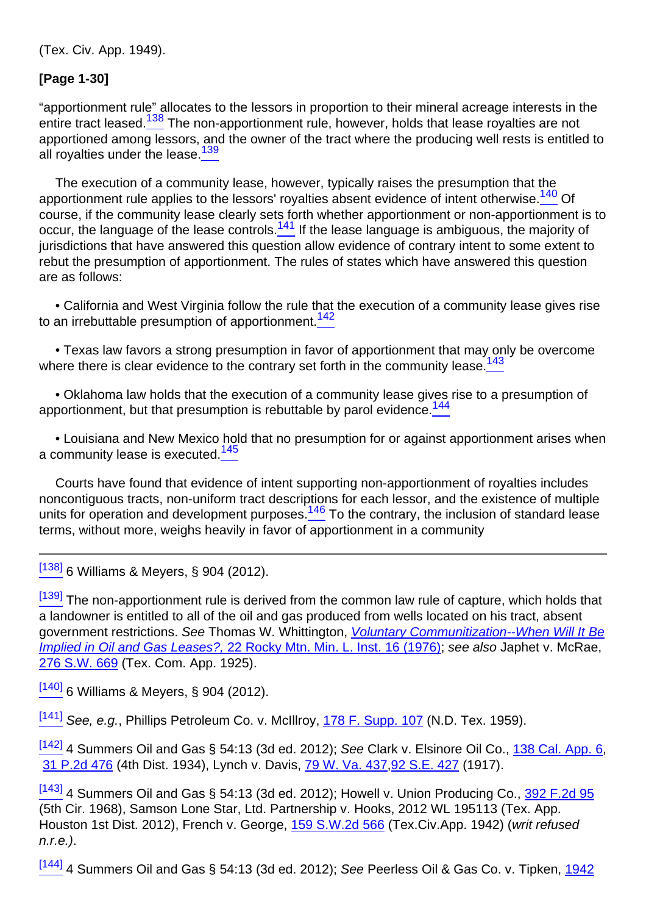(Tex. Civ. App. 1949).

**[Page 1-30]**

"apportionment rule" allocates to the lessors in proportion to their mineral acreage interests in the entire tract leased.[138] The non-apportionment rule, however, holds that lease royalties are not apportioned among lessors, and the owner of the tract where the producing well rests is entitled to all royalties under the lease.[139]

The execution of a community lease, however, typically raises the presumption that the apportionment rule applies to the lessors' royalties absent evidence of intent otherwise.[140] Of course, if the community lease clearly sets forth whether apportionment or non-apportionment is to occur, the language of the lease controls.[141] If the lease language is ambiguous, the majority of jurisdictions that have answered this question allow evidence of contrary intent to some extent to rebut the presumption of apportionment. The rules of states which have answered this question are as follows:

• California and West Virginia follow the rule that the execution of a community lease gives rise to an irrebuttable presumption of apportionment.[142]

• Texas law favors a strong presumption in favor of apportionment that may only be overcome where there is clear evidence to the contrary set forth in the community lease.[143]

• Oklahoma law holds that the execution of a community lease gives rise to a presumption of apportionment, but that presumption is rebuttable by parol evidence.[144]

• Louisiana and New Mexico hold that no presumption for or against apportionment arises when a community lease is executed.[145]

Courts have found that evidence of intent supporting non-apportionment of royalties includes noncontiguous tracts, non-uniform tract descriptions for each lessor, and the existence of multiple units for operation and development purposes.[146] To the contrary, the inclusion of standard lease terms, without more, weighs heavily in favor of apportionment in a community

---

[138] 6 Williams & Meyers, § 904 (2012).

[139] The non-apportionment rule is derived from the common law rule of capture, which holds that a landowner is entitled to all of the oil and gas produced from wells located on his tract, absent government restrictions. *See* Thomas W. Whittington, *Voluntary Communitization--When Will It Be Implied in Oil and Gas Leases?,* 22 Rocky Mtn. Min. L. Inst. 16 (1976); *see also* Japhet v. McRae, 276 S.W. 669 (Tex. Com. App. 1925).

[140] 6 Williams & Meyers, § 904 (2012).

[141] *See, e.g.*, Phillips Petroleum Co. v. McIllroy, 178 F. Supp. 107 (N.D. Tex. 1959).

[142] 4 Summers Oil and Gas § 54:13 (3d ed. 2012); *See* Clark v. Elsinore Oil Co., 138 Cal. App. 6, 31 P.2d 476 (4th Dist. 1934), Lynch v. Davis, 79 W. Va. 437,92 S.E. 427 (1917).

[143] 4 Summers Oil and Gas § 54:13 (3d ed. 2012); Howell v. Union Producing Co., 392 F.2d 95 (5th Cir. 1968), Samson Lone Star, Ltd. Partnership v. Hooks, 2012 WL 195113 (Tex. App. Houston 1st Dist. 2012), French v. George, 159 S.W.2d 566 (Tex.Civ.App. 1942) (*writ refused n.r.e.)*.

[144] 4 Summers Oil and Gas § 54:13 (3d ed. 2012); *See* Peerless Oil & Gas Co. v. Tipken, 1942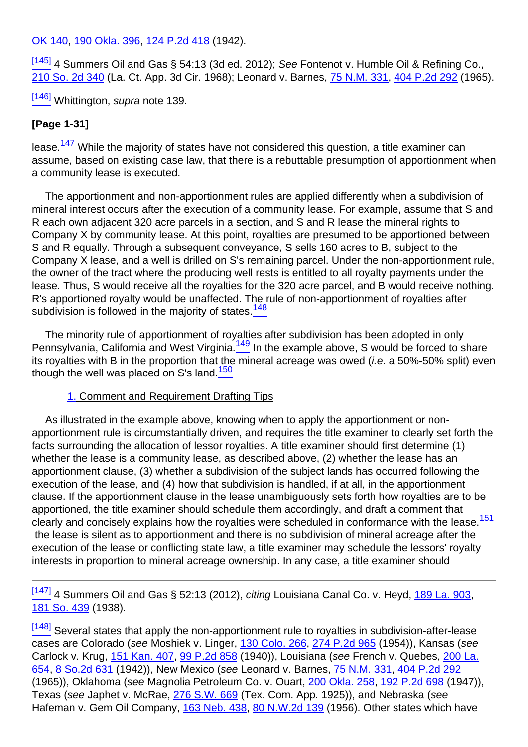OK 140, 190 Okla. 396, 124 P.2d 418 (1942).

[145] 4 Summers Oil and Gas § 54:13 (3d ed. 2012); *See* Fontenot v. Humble Oil & Refining Co., 210 So. 2d 340 (La. Ct. App. 3d Cir. 1968); Leonard v. Barnes, 75 N.M. 331, 404 P.2d 292 (1965).

[146] Whittington, *supra* note 139.

**[Page 1-31]**

lease.[147] While the majority of states have not considered this question, a title examiner can assume, based on existing case law, that there is a rebuttable presumption of apportionment when a community lease is executed.

The apportionment and non-apportionment rules are applied differently when a subdivision of mineral interest occurs after the execution of a community lease. For example, assume that S and R each own adjacent 320 acre parcels in a section, and S and R lease the mineral rights to Company X by community lease. At this point, royalties are presumed to be apportioned between S and R equally. Through a subsequent conveyance, S sells 160 acres to B, subject to the Company X lease, and a well is drilled on S's remaining parcel. Under the non-apportionment rule, the owner of the tract where the producing well rests is entitled to all royalty payments under the lease. Thus, S would receive all the royalties for the 320 acre parcel, and B would receive nothing. R's apportioned royalty would be unaffected. The rule of non-apportionment of royalties after subdivision is followed in the majority of states.[148]

The minority rule of apportionment of royalties after subdivision has been adopted in only Pennsylvania, California and West Virginia.[149] In the example above, S would be forced to share its royalties with B in the proportion that the mineral acreage was owed (*i.e*. a 50%-50% split) even though the well was placed on S's land.[150]

1. Comment and Requirement Drafting Tips

As illustrated in the example above, knowing when to apply the apportionment or non-apportionment rule is circumstantially driven, and requires the title examiner to clearly set forth the facts surrounding the allocation of lessor royalties. A title examiner should first determine (1) whether the lease is a community lease, as described above, (2) whether the lease has an apportionment clause, (3) whether a subdivision of the subject lands has occurred following the execution of the lease, and (4) how that subdivision is handled, if at all, in the apportionment clause. If the apportionment clause in the lease unambiguously sets forth how royalties are to be apportioned, the title examiner should schedule them accordingly, and draft a comment that clearly and concisely explains how the royalties were scheduled in conformance with the lease.[151] the lease is silent as to apportionment and there is no subdivision of mineral acreage after the execution of the lease or conflicting state law, a title examiner may schedule the lessors' royalty interests in proportion to mineral acreage ownership. In any case, a title examiner should

---

[147] 4 Summers Oil and Gas § 52:13 (2012), *citing* Louisiana Canal Co. v. Heyd, 189 La. 903, 181 So. 439 (1938).

[148] Several states that apply the non-apportionment rule to royalties in subdivision-after-lease cases are Colorado (*see* Moshiek v. Linger, 130 Colo. 266, 274 P.2d 965 (1954)), Kansas (*see* Carlock v. Krug, 151 Kan. 407, 99 P.2d 858 (1940)), Louisiana (*see* French v. Quebes, 200 La. 654, 8 So.2d 631 (1942)), New Mexico (*see* Leonard v. Barnes, 75 N.M. 331, 404 P.2d 292 (1965)), Oklahoma (*see* Magnolia Petroleum Co. v. Ouart, 200 Okla. 258, 192 P.2d 698 (1947)), Texas (*see* Japhet v. McRae, 276 S.W. 669 (Tex. Com. App. 1925)), and Nebraska (*see* Hafeman v. Gem Oil Company, 163 Neb. 438, 80 N.W.2d 139 (1956). Other states which have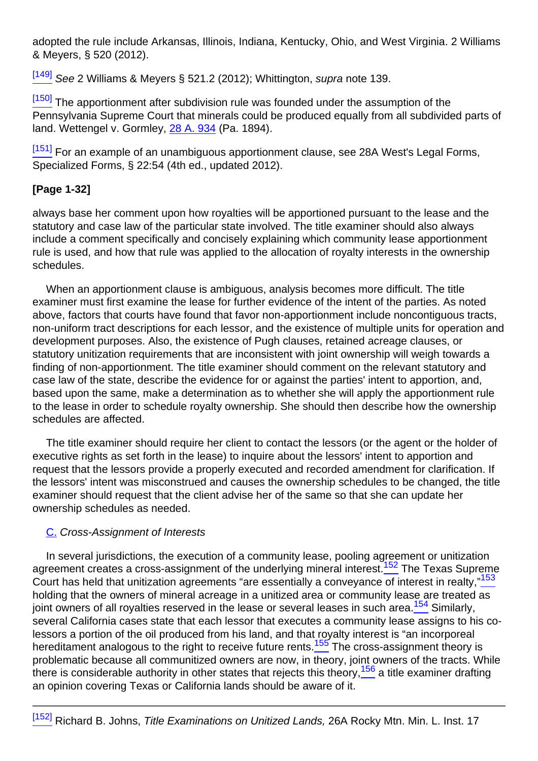adopted the rule include Arkansas, Illinois, Indiana, Kentucky, Ohio, and West Virginia. 2 Williams & Meyers, § 520 (2012).

[149] *See* 2 Williams & Meyers § 521.2 (2012); Whittington, *supra* note 139.

[150] The apportionment after subdivision rule was founded under the assumption of the Pennsylvania Supreme Court that minerals could be produced equally from all subdivided parts of land. Wettengel v. Gormley, 28 A. 934 (Pa. 1894).

[151] For an example of an unambiguous apportionment clause, see 28A West's Legal Forms, Specialized Forms, § 22:54 (4th ed., updated 2012).

**[Page 1-32]**

always base her comment upon how royalties will be apportioned pursuant to the lease and the statutory and case law of the particular state involved. The title examiner should also always include a comment specifically and concisely explaining which community lease apportionment rule is used, and how that rule was applied to the allocation of royalty interests in the ownership schedules.

When an apportionment clause is ambiguous, analysis becomes more difficult. The title examiner must first examine the lease for further evidence of the intent of the parties. As noted above, factors that courts have found that favor non-apportionment include noncontiguous tracts, non-uniform tract descriptions for each lessor, and the existence of multiple units for operation and development purposes. Also, the existence of Pugh clauses, retained acreage clauses, or statutory unitization requirements that are inconsistent with joint ownership will weigh towards a finding of non-apportionment. The title examiner should comment on the relevant statutory and case law of the state, describe the evidence for or against the parties' intent to apportion, and, based upon the same, make a determination as to whether she will apply the apportionment rule to the lease in order to schedule royalty ownership. She should then describe how the ownership schedules are affected.

The title examiner should require her client to contact the lessors (or the agent or the holder of executive rights as set forth in the lease) to inquire about the lessors' intent to apportion and request that the lessors provide a properly executed and recorded amendment for clarification. If the lessors' intent was misconstrued and causes the ownership schedules to be changed, the title examiner should request that the client advise her of the same so that she can update her ownership schedules as needed.

C. *Cross-Assignment of Interests*

In several jurisdictions, the execution of a community lease, pooling agreement or unitization agreement creates a cross-assignment of the underlying mineral interest.[152] The Texas Supreme Court has held that unitization agreements "are essentially a conveyance of interest in realty,"[153] holding that the owners of mineral acreage in a unitized area or community lease are treated as joint owners of all royalties reserved in the lease or several leases in such area.[154] Similarly, several California cases state that each lessor that executes a community lease assigns to his co-lessors a portion of the oil produced from his land, and that royalty interest is "an incorporeal hereditament analogous to the right to receive future rents.[155] The cross-assignment theory is problematic because all communitized owners are now, in theory, joint owners of the tracts. While there is considerable authority in other states that rejects this theory,[156] a title examiner drafting an opinion covering Texas or California lands should be aware of it.

[152] Richard B. Johns, *Title Examinations on Unitized Lands,* 26A Rocky Mtn. Min. L. Inst. 17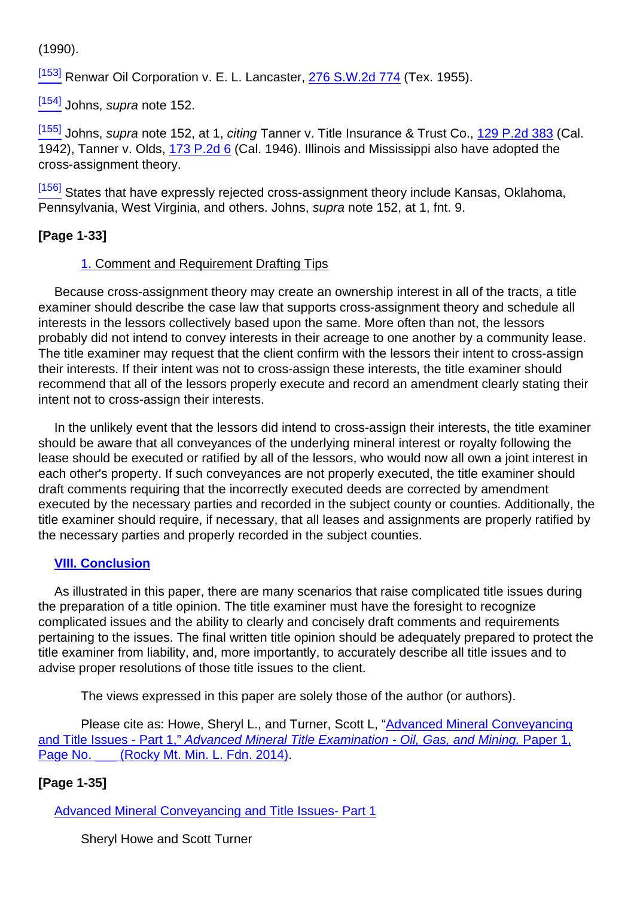(1990).

[153] Renwar Oil Corporation v. E. L. Lancaster, 276 S.W.2d 774 (Tex. 1955).

[154] Johns, *supra* note 152.

[155] Johns, *supra* note 152, at 1, *citing* Tanner v. Title Insurance & Trust Co., 129 P.2d 383 (Cal. 1942), Tanner v. Olds, 173 P.2d 6 (Cal. 1946). Illinois and Mississippi also have adopted the cross-assignment theory.

[156] States that have expressly rejected cross-assignment theory include Kansas, Oklahoma, Pennsylvania, West Virginia, and others. Johns, *supra* note 152, at 1, fnt. 9.

**[Page 1-33]**

#### 1. Comment and Requirement Drafting Tips

Because cross-assignment theory may create an ownership interest in all of the tracts, a title examiner should describe the case law that supports cross-assignment theory and schedule all interests in the lessors collectively based upon the same. More often than not, the lessors probably did not intend to convey interests in their acreage to one another by a community lease. The title examiner may request that the client confirm with the lessors their intent to cross-assign their interests. If their intent was not to cross-assign these interests, the title examiner should recommend that all of the lessors properly execute and record an amendment clearly stating their intent not to cross-assign their interests.

In the unlikely event that the lessors did intend to cross-assign their interests, the title examiner should be aware that all conveyances of the underlying mineral interest or royalty following the lease should be executed or ratified by all of the lessors, who would now all own a joint interest in each other's property. If such conveyances are not properly executed, the title examiner should draft comments requiring that the incorrectly executed deeds are corrected by amendment executed by the necessary parties and recorded in the subject county or counties. Additionally, the title examiner should require, if necessary, that all leases and assignments are properly ratified by the necessary parties and properly recorded in the subject counties.

## VIII. Conclusion

As illustrated in this paper, there are many scenarios that raise complicated title issues during the preparation of a title opinion. The title examiner must have the foresight to recognize complicated issues and the ability to clearly and concisely draft comments and requirements pertaining to the issues. The final written title opinion should be adequately prepared to protect the title examiner from liability, and, more importantly, to accurately describe all title issues and to advise proper resolutions of those title issues to the client.

The views expressed in this paper are solely those of the author (or authors).

Please cite as: Howe, Sheryl L., and Turner, Scott L, "Advanced Mineral Conveyancing and Title Issues - Part 1," *Advanced Mineral Title Examination - Oil, Gas, and Mining,* Paper 1, Page No. ___ (Rocky Mt. Min. L. Fdn. 2014).

**[Page 1-35]**

Advanced Mineral Conveyancing and Title Issues- Part 1

Sheryl Howe and Scott Turner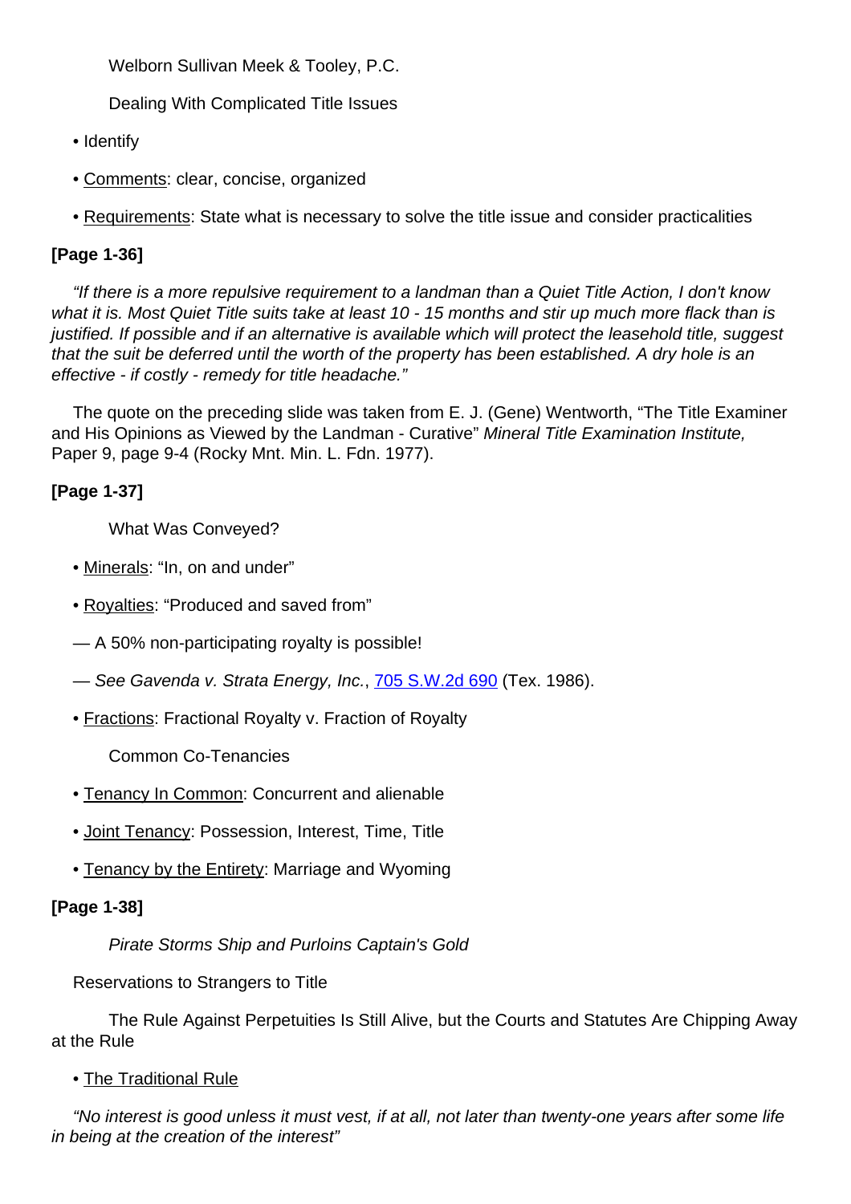Welborn Sullivan Meek & Tooley, P.C.

Dealing With Complicated Title Issues

- Identify
- Comments: clear, concise, organized
- Requirements: State what is necessary to solve the title issue and consider practicalities

**[Page 1-36]**

*"If there is a more repulsive requirement to a landman than a Quiet Title Action, I don't know what it is. Most Quiet Title suits take at least 10 - 15 months and stir up much more flack than is justified. If possible and if an alternative is available which will protect the leasehold title, suggest that the suit be deferred until the worth of the property has been established. A dry hole is an effective - if costly - remedy for title headache."*

The quote on the preceding slide was taken from E. J. (Gene) Wentworth, "The Title Examiner and His Opinions as Viewed by the Landman - Curative" *Mineral Title Examination Institute,* Paper 9, page 9-4 (Rocky Mnt. Min. L. Fdn. 1977).

**[Page 1-37]**

What Was Conveyed?

- Minerals: "In, on and under"
- Royalties: "Produced and saved from"

— A 50% non-participating royalty is possible!

— *See Gavenda v. Strata Energy, Inc.*, 705 S.W.2d 690 (Tex. 1986).

- Fractions: Fractional Royalty v. Fraction of Royalty

Common Co-Tenancies

- Tenancy In Common: Concurrent and alienable
- Joint Tenancy: Possession, Interest, Time, Title
- Tenancy by the Entirety: Marriage and Wyoming

**[Page 1-38]**

*Pirate Storms Ship and Purloins Captain's Gold*

Reservations to Strangers to Title

The Rule Against Perpetuities Is Still Alive, but the Courts and Statutes Are Chipping Away at the Rule

- The Traditional Rule

*"No interest is good unless it must vest, if at all, not later than twenty-one years after some life in being at the creation of the interest"*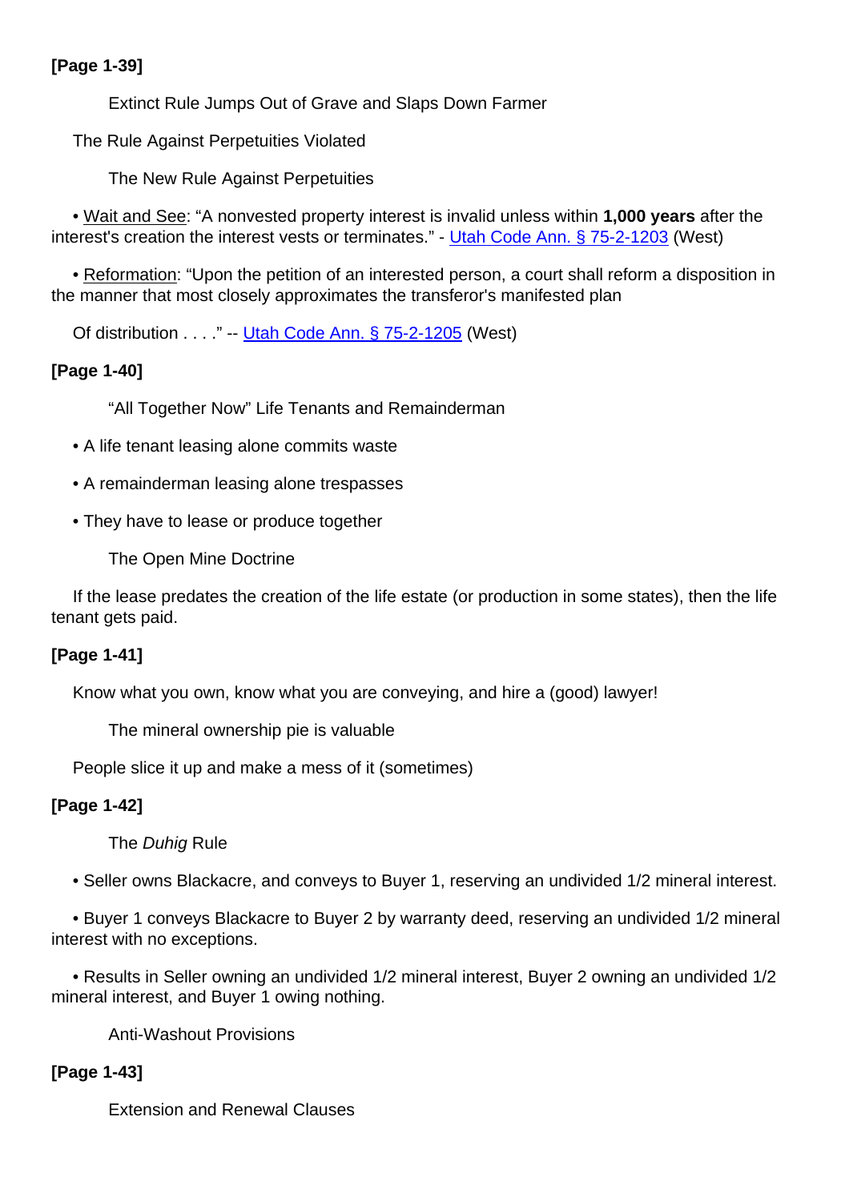**[Page 1-39]**

Extinct Rule Jumps Out of Grave and Slaps Down Farmer

The Rule Against Perpetuities Violated

The New Rule Against Perpetuities

- Wait and See: "A nonvested property interest is invalid unless within **1,000 years** after the interest's creation the interest vests or terminates." - Utah Code Ann. § 75-2-1203 (West)

- Reformation: "Upon the petition of an interested person, a court shall reform a disposition in the manner that most closely approximates the transferor's manifested plan

Of distribution . . . ." -- Utah Code Ann. § 75-2-1205 (West)

**[Page 1-40]**

"All Together Now" Life Tenants and Remainderman

- A life tenant leasing alone commits waste
- A remainderman leasing alone trespasses
- They have to lease or produce together

The Open Mine Doctrine

If the lease predates the creation of the life estate (or production in some states), then the life tenant gets paid.

**[Page 1-41]**

Know what you own, know what you are conveying, and hire a (good) lawyer!

The mineral ownership pie is valuable

People slice it up and make a mess of it (sometimes)

**[Page 1-42]**

The *Duhig* Rule

- Seller owns Blackacre, and conveys to Buyer 1, reserving an undivided 1/2 mineral interest.

- Buyer 1 conveys Blackacre to Buyer 2 by warranty deed, reserving an undivided 1/2 mineral interest with no exceptions.

- Results in Seller owning an undivided 1/2 mineral interest, Buyer 2 owning an undivided 1/2 mineral interest, and Buyer 1 owing nothing.

Anti-Washout Provisions

**[Page 1-43]**

Extension and Renewal Clauses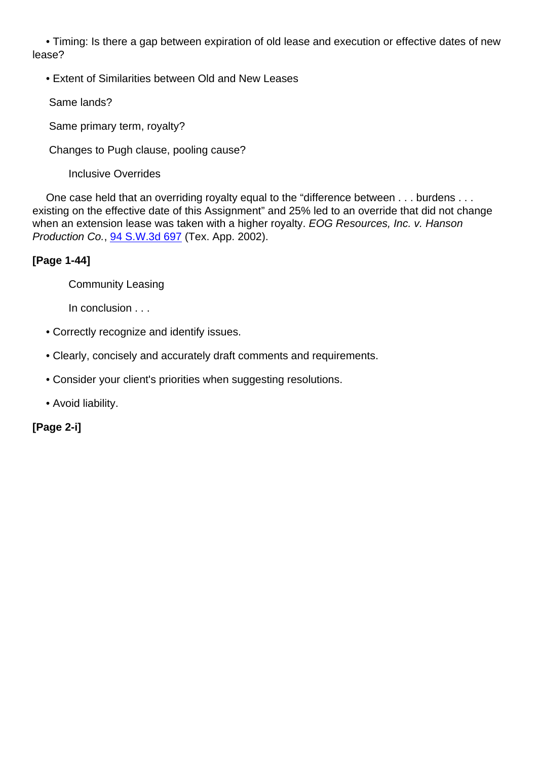- Timing: Is there a gap between expiration of old lease and execution or effective dates of new lease?

- Extent of Similarities between Old and New Leases

  Same lands?

  Same primary term, royalty?

  Changes to Pugh clause, pooling cause?

Inclusive Overrides

One case held that an overriding royalty equal to the "difference between . . . burdens . . . existing on the effective date of this Assignment" and 25% led to an override that did not change when an extension lease was taken with a higher royalty. *EOG Resources, Inc. v. Hanson Production Co.*, 94 S.W.3d 697 (Tex. App. 2002).

**[Page 1-44]**

Community Leasing

In conclusion . . .

- Correctly recognize and identify issues.
- Clearly, concisely and accurately draft comments and requirements.
- Consider your client's priorities when suggesting resolutions.
- Avoid liability.

**[Page 2-i]**